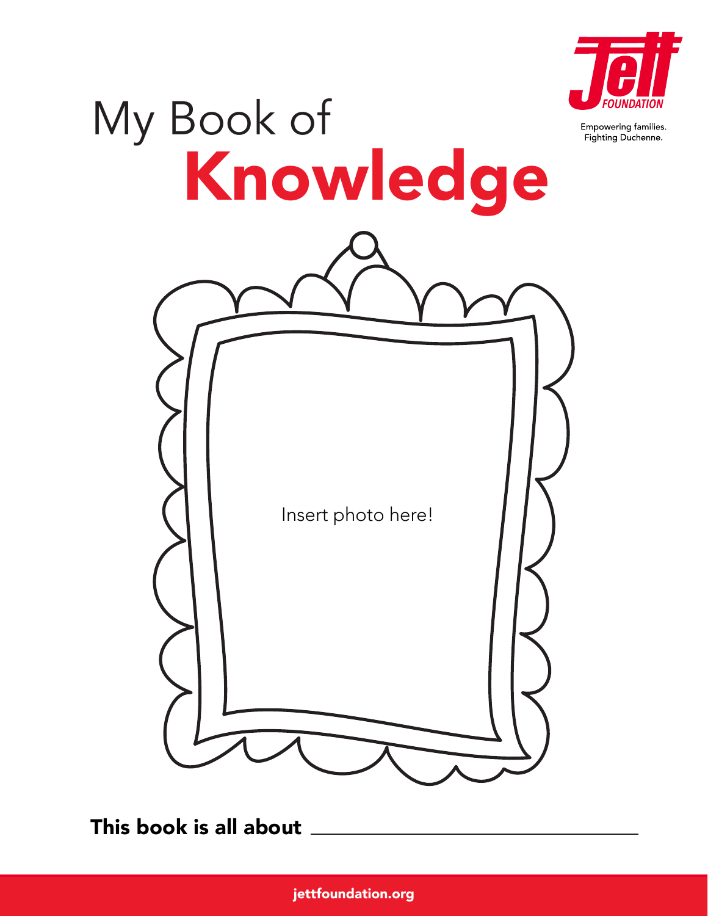Jett FOUNDATION

Empowering families.
Fighting Duchenne.

# My Book of Knowledge

Insert photo here!

**This book is all about** ______________________________

jettfoundation.org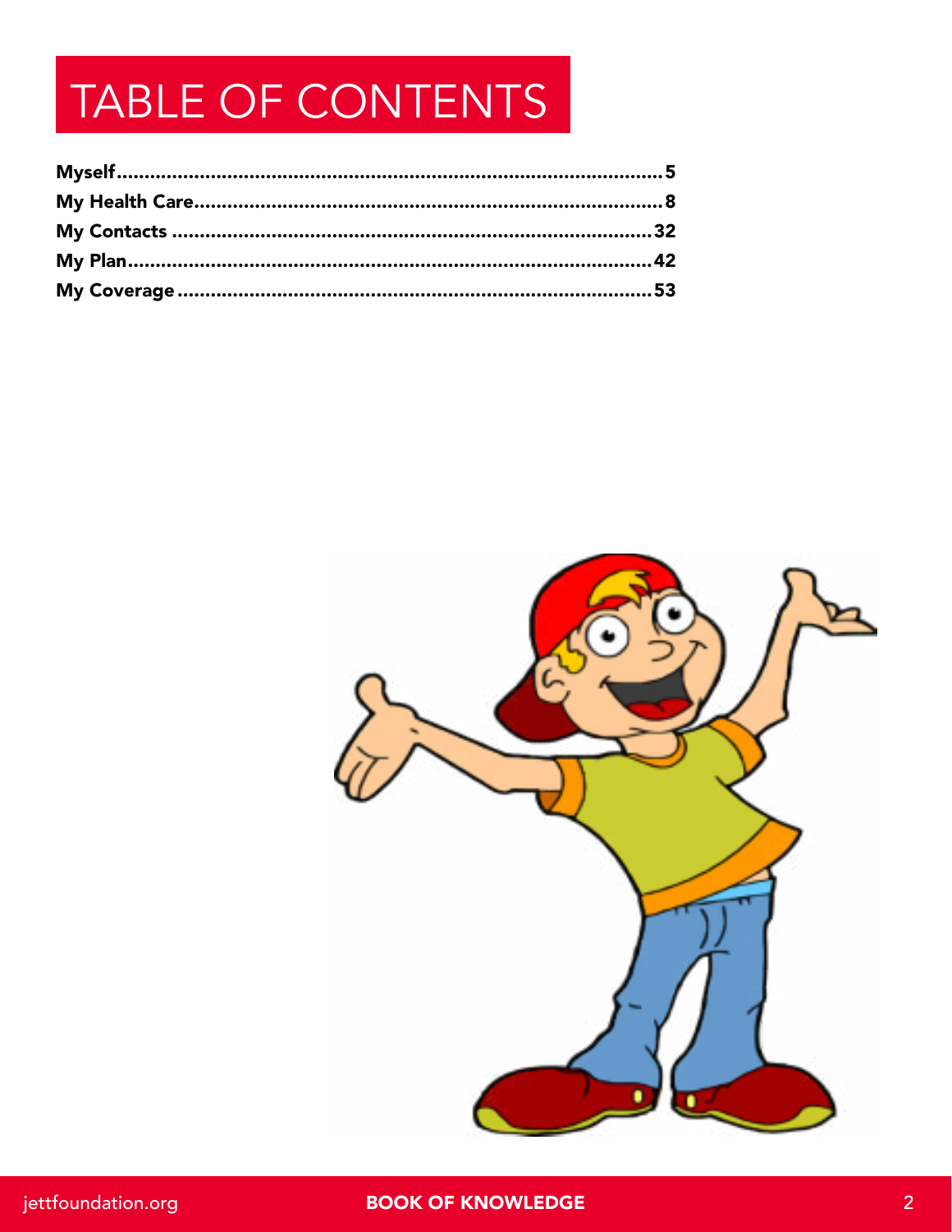# TABLE OF CONTENTS

**Myself**......................................................................................**5**
**My Health Care**.......................................................................**8**
**My Contacts**............................................................................**32**
**My Plan**...................................................................................**42**
**My Coverage**...........................................................................**53**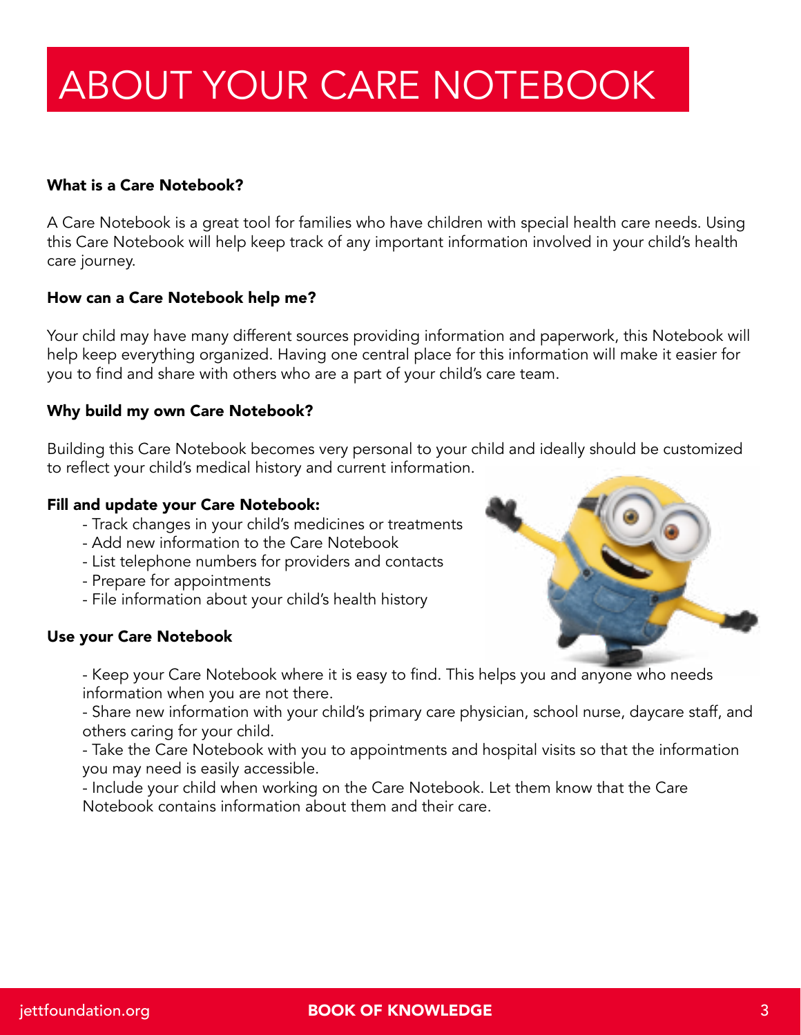# ABOUT YOUR CARE NOTEBOOK

**What is a Care Notebook?**

A Care Notebook is a great tool for families who have children with special health care needs. Using this Care Notebook will help keep track of any important information involved in your child's health care journey.

**How can a Care Notebook help me?**

Your child may have many different sources providing information and paperwork, this Notebook will help keep everything organized. Having one central place for this information will make it easier for you to find and share with others who are a part of your child's care team.

**Why build my own Care Notebook?**

Building this Care Notebook becomes very personal to your child and ideally should be customized to reflect your child's medical history and current information.

**Fill and update your Care Notebook:**

- Track changes in your child's medicines or treatments
- Add new information to the Care Notebook
- List telephone numbers for providers and contacts
- Prepare for appointments
- File information about your child's health history

**Use your Care Notebook**

- Keep your Care Notebook where it is easy to find. This helps you and anyone who needs information when you are not there.
- Share new information with your child's primary care physician, school nurse, daycare staff, and others caring for your child.
- Take the Care Notebook with you to appointments and hospital visits so that the information you may need is easily accessible.
- Include your child when working on the Care Notebook. Let them know that the Care Notebook contains information about them and their care.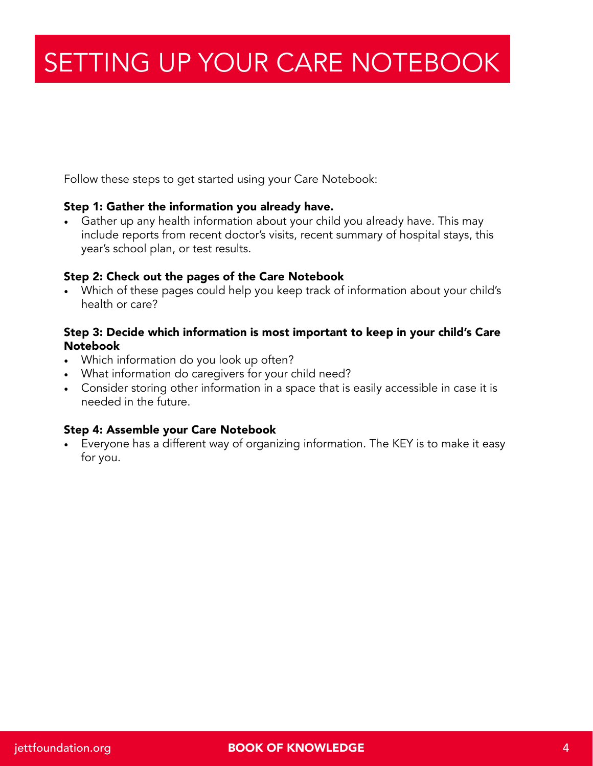# SETTING UP YOUR CARE NOTEBOOK

Follow these steps to get started using your Care Notebook:

**Step 1: Gather the information you already have.**

- Gather up any health information about your child you already have. This may include reports from recent doctor's visits, recent summary of hospital stays, this year's school plan, or test results.

**Step 2: Check out the pages of the Care Notebook**

- Which of these pages could help you keep track of information about your child's health or care?

**Step 3: Decide which information is most important to keep in your child's Care Notebook**

- Which information do you look up often?
- What information do caregivers for your child need?
- Consider storing other information in a space that is easily accessible in case it is needed in the future.

**Step 4: Assemble your Care Notebook**

- Everyone has a different way of organizing information. The KEY is to make it easy for you.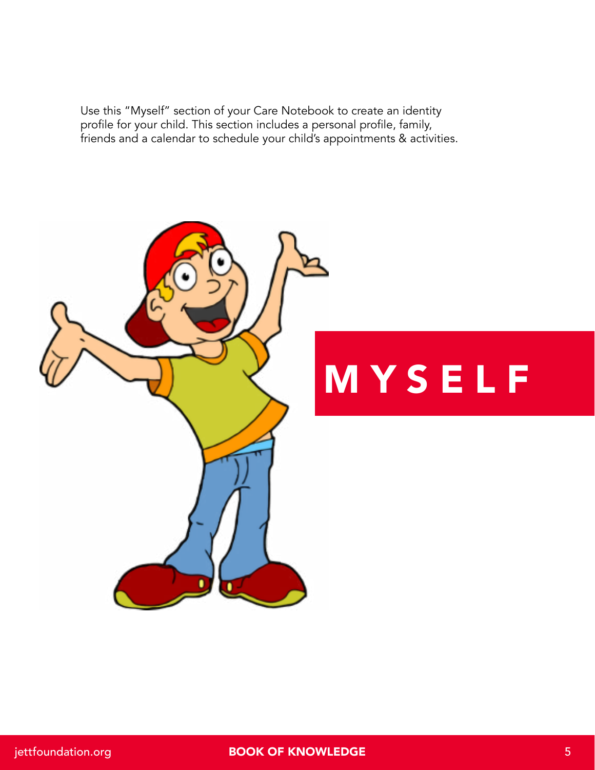Use this "Myself" section of your Care Notebook to create an identity profile for your child. This section includes a personal profile, family, friends and a calendar to schedule your child's appointments & activities.

# MYSELF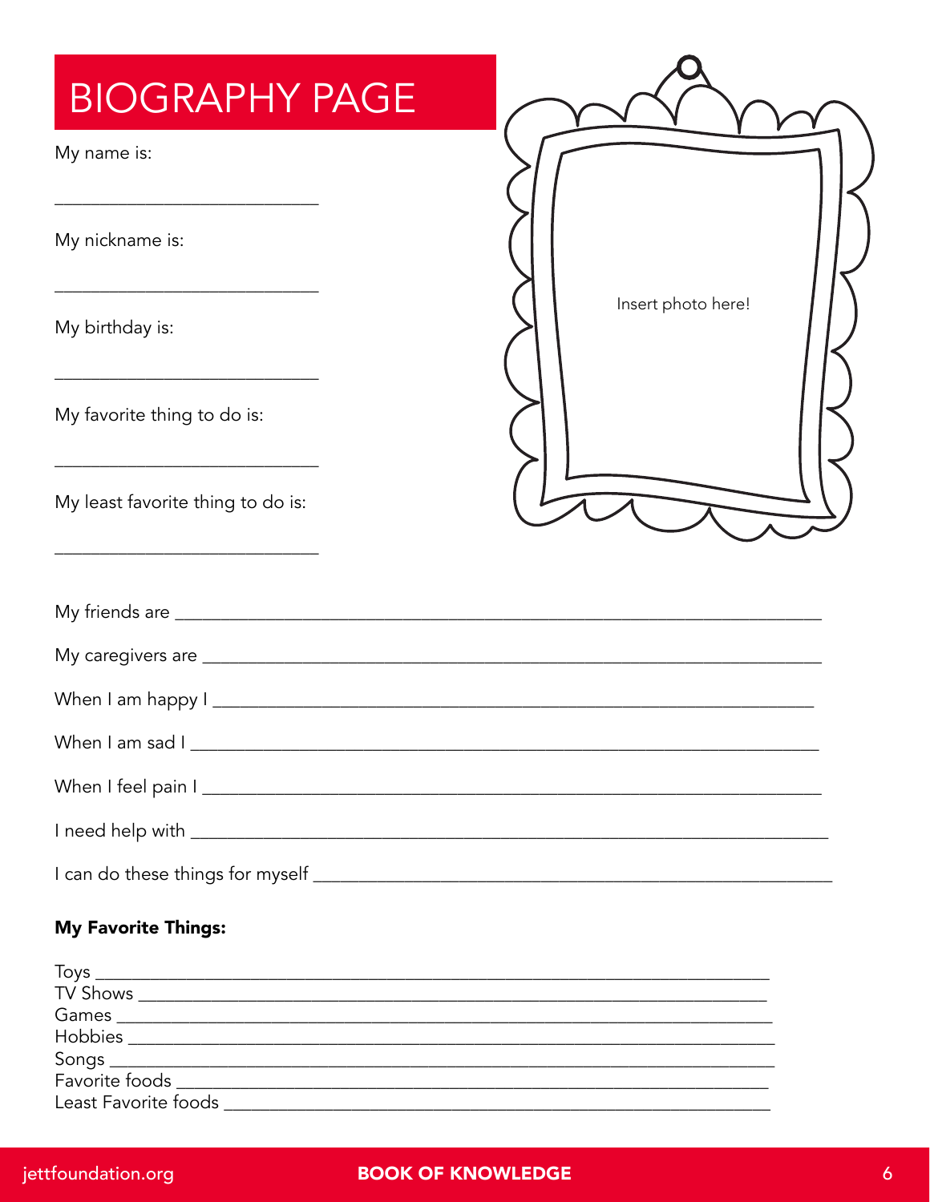# BIOGRAPHY PAGE

My name is:

____________________________

My nickname is:

____________________________

My birthday is:

____________________________

My favorite thing to do is:

____________________________

My least favorite thing to do is:

____________________________

Insert photo here!

My friends are ____________________________________________________________

My caregivers are __________________________________________________________

When I am happy I _________________________________________________________

When I am sad I ___________________________________________________________

When I feel pain I _________________________________________________________

I need help with ___________________________________________________________

I can do these things for myself ___________________________________________

**My Favorite Things:**

Toys ____________________________________________________________________
TV Shows ________________________________________________________________
Games ___________________________________________________________________
Hobbies _________________________________________________________________
Songs ___________________________________________________________________
Favorite foods ____________________________________________________________
Least Favorite foods _______________________________________________________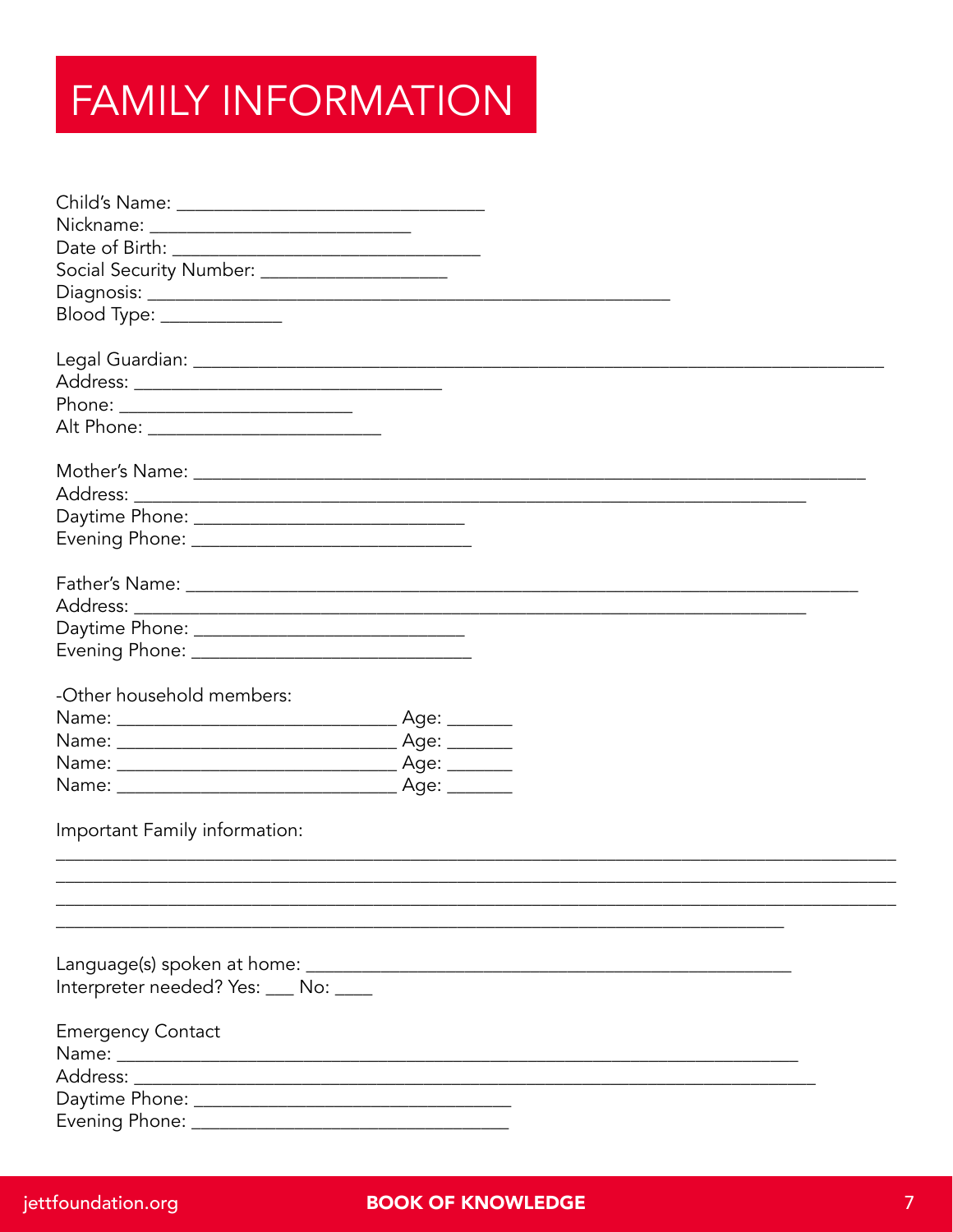# FAMILY INFORMATION

Child's Name: ________________________________
Nickname: ___________________________
Date of Birth: ________________________________
Social Security Number: ___________________
Diagnosis: ______________________________________________________
Blood Type: ____________

Legal Guardian: ________________________________________________________________________
Address: ________________________________
Phone: ________________________
Alt Phone: ________________________

Mother's Name: ______________________________________________________________________
Address: ______________________________________________________________________
Daytime Phone: ____________________________
Evening Phone: _____________________________

Father's Name: ______________________________________________________________________
Address: ______________________________________________________________________
Daytime Phone: ____________________________
Evening Phone: _____________________________

-Other household members:
Name: _____________________________ Age: _______
Name: _____________________________ Age: _______
Name: _____________________________ Age: _______
Name: _____________________________ Age: _______

Important Family information:
_______________________________________________________________________________________
_______________________________________________________________________________________
_______________________________________________________________________________________
___________________________________________________________________________

Language(s) spoken at home: ___________________________________________________
Interpreter needed? Yes: ___ No: ____

Emergency Contact
Name: ______________________________________________________________________
Address: ______________________________________________________________________
Daytime Phone: _________________________________
Evening Phone: _________________________________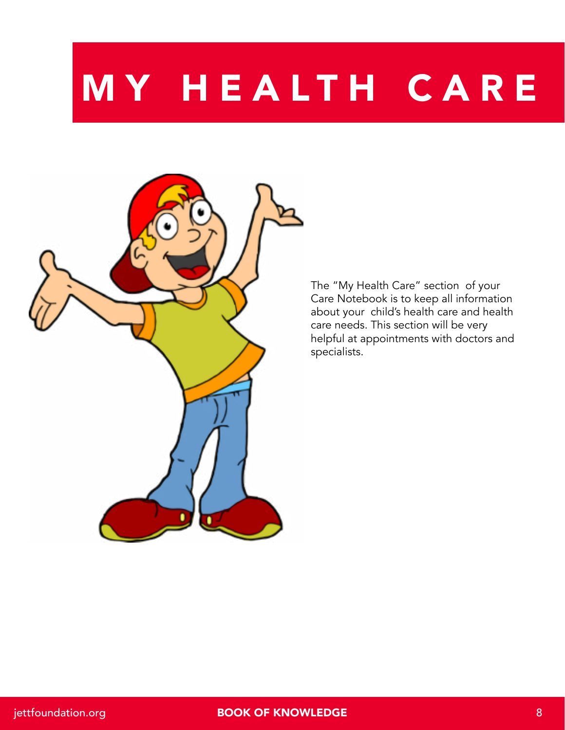# MY HEALTH CARE

The "My Health Care" section of your Care Notebook is to keep all information about your child's health care and health care needs. This section will be very helpful at appointments with doctors and specialists.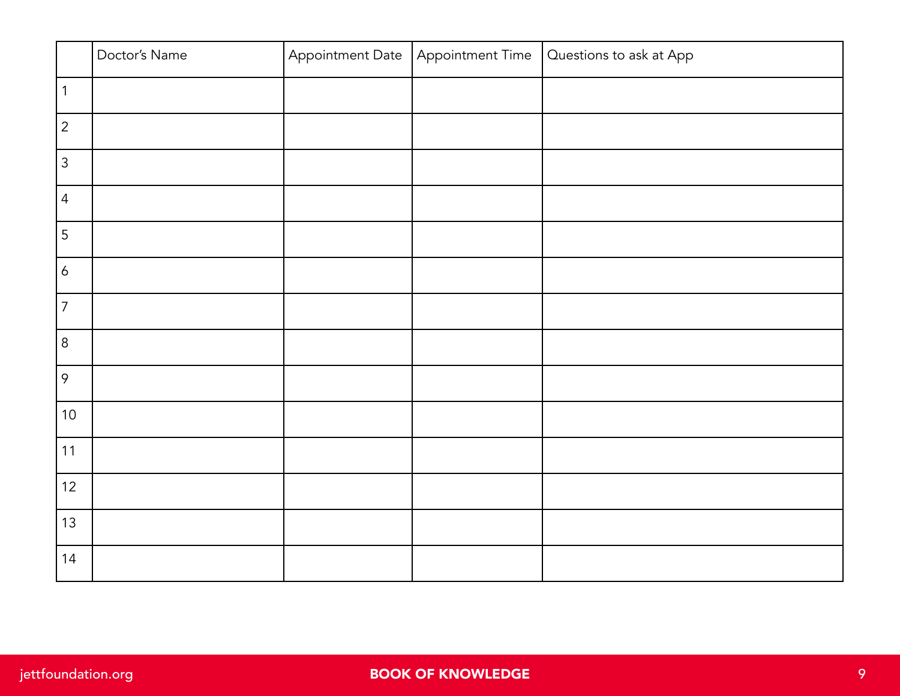| | Doctor's Name | Appointment Date | Appointment Time | Questions to ask at App |
|---|---|---|---|---|
| 1 | | | | |
| 2 | | | | |
| 3 | | | | |
| 4 | | | | |
| 5 | | | | |
| 6 | | | | |
| 7 | | | | |
| 8 | | | | |
| 9 | | | | |
| 10 | | | | |
| 11 | | | | |
| 12 | | | | |
| 13 | | | | |
| 14 | | | | |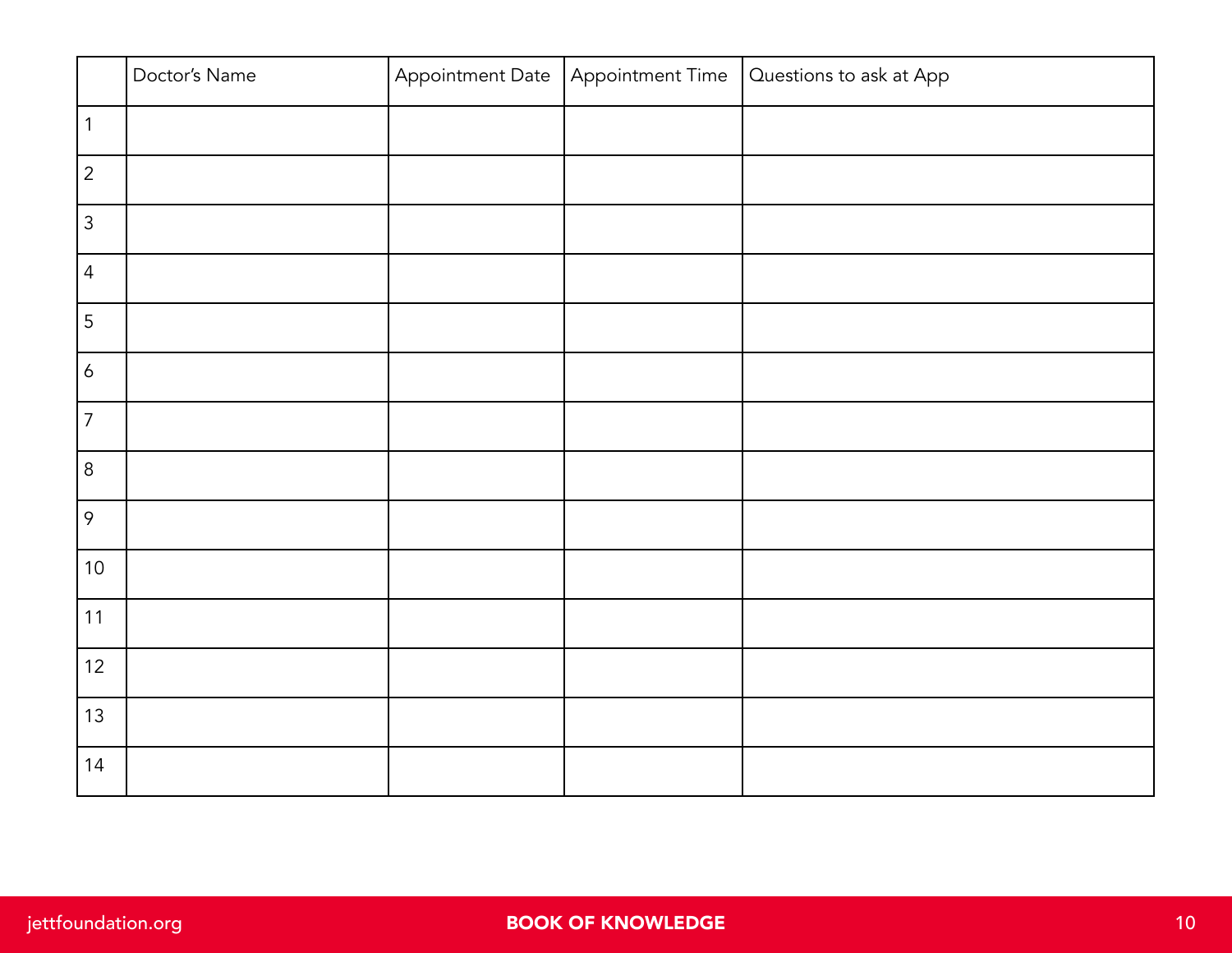| | Doctor's Name | Appointment Date | Appointment Time | Questions to ask at App |
|---|---|---|---|---|
| 1 | | | | |
| 2 | | | | |
| 3 | | | | |
| 4 | | | | |
| 5 | | | | |
| 6 | | | | |
| 7 | | | | |
| 8 | | | | |
| 9 | | | | |
| 10 | | | | |
| 11 | | | | |
| 12 | | | | |
| 13 | | | | |
| 14 | | | | |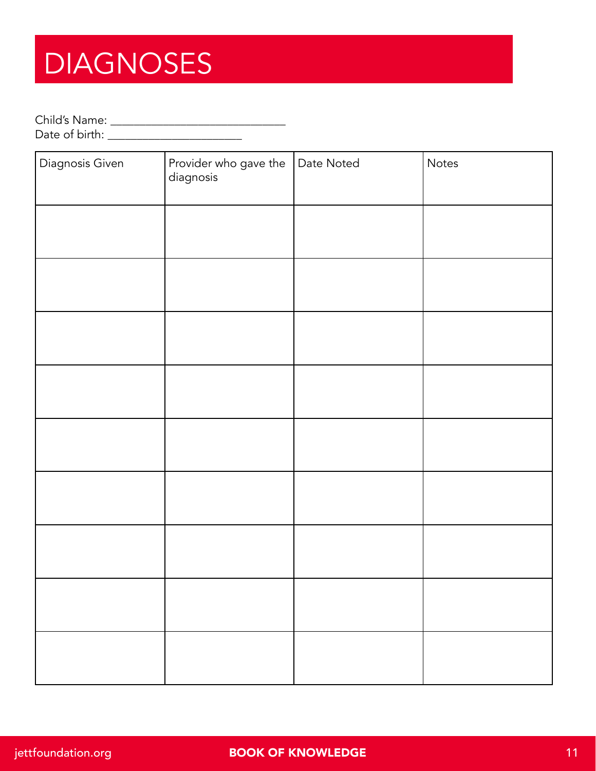# DIAGNOSES

Child's Name: ______________________________
Date of birth: _______________________

| Diagnosis Given | Provider who gave the diagnosis | Date Noted | Notes |
|---|---|---|---|
| | | | |
| | | | |
| | | | |
| | | | |
| | | | |
| | | | |
| | | | |
| | | | |
| | | | |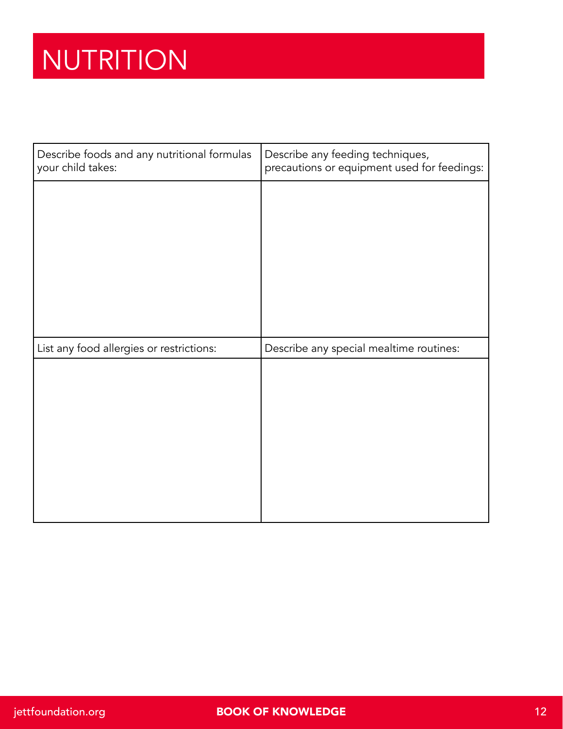# NUTRITION

| Describe foods and any nutritional formulas your child takes: | Describe any feeding techniques, precautions or equipment used for feedings: |
| --- | --- |
| | |
| **List any food allergies or restrictions:** | **Describe any special mealtime routines:** |
| | |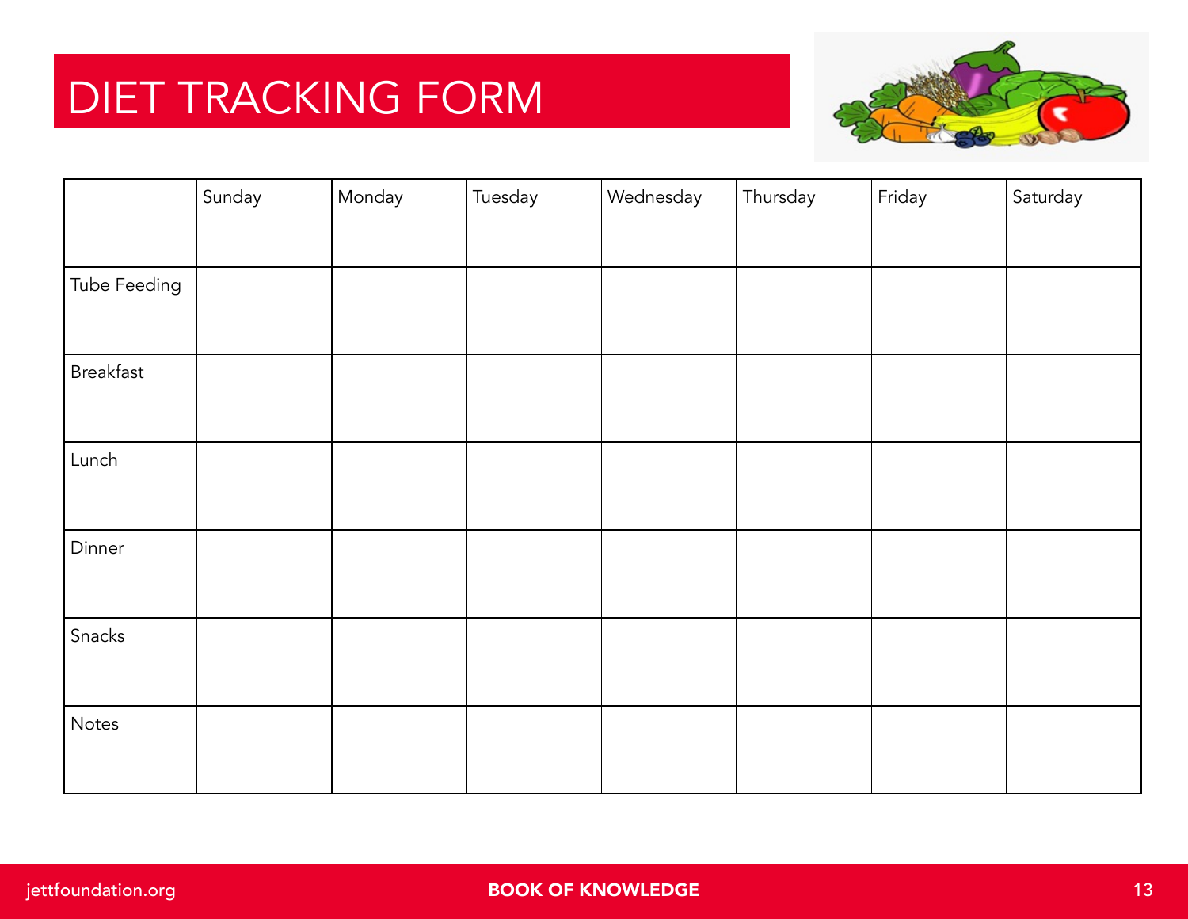# DIET TRACKING FORM

| | Sunday | Monday | Tuesday | Wednesday | Thursday | Friday | Saturday |
|---|---|---|---|---|---|---|---|
| Tube Feeding | | | | | | | |
| Breakfast | | | | | | | |
| Lunch | | | | | | | |
| Dinner | | | | | | | |
| Snacks | | | | | | | |
| Notes | | | | | | | |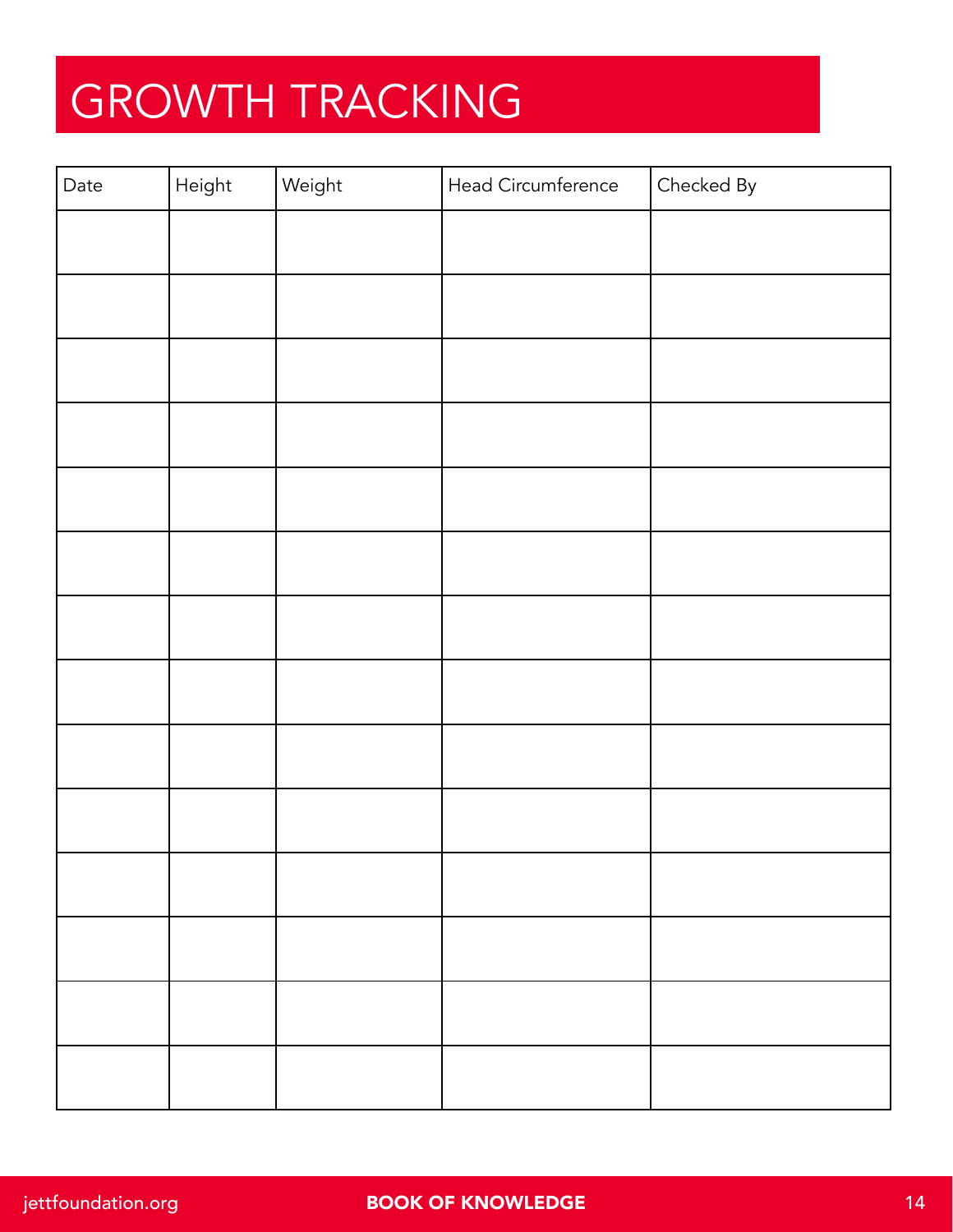# GROWTH TRACKING

| Date | Height | Weight | Head Circumference | Checked By |
|---|---|---|---|---|
| | | | | |
| | | | | |
| | | | | |
| | | | | |
| | | | | |
| | | | | |
| | | | | |
| | | | | |
| | | | | |
| | | | | |
| | | | | |
| | | | | |
| | | | | |
| | | | | |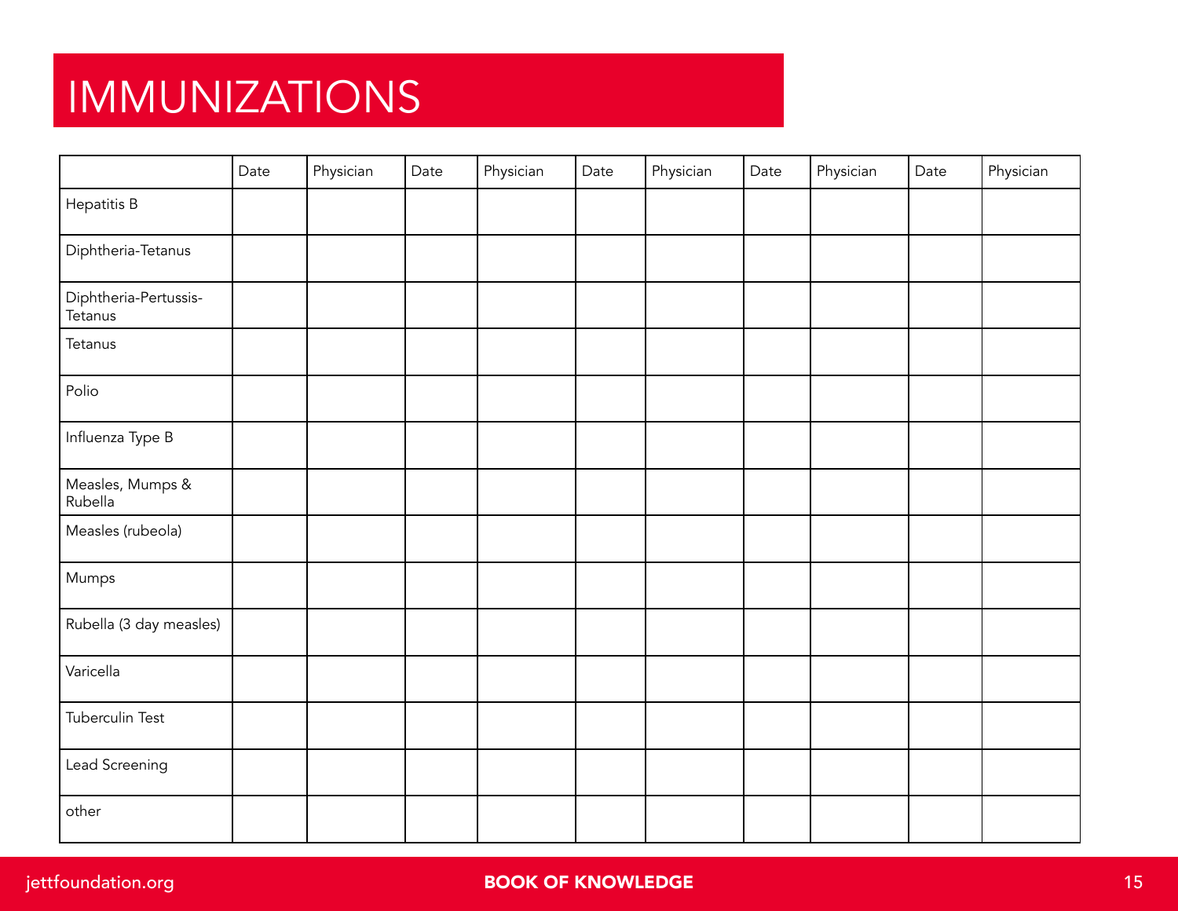# IMMUNIZATIONS

| | Date | Physician | Date | Physician | Date | Physician | Date | Physician | Date | Physician |
|---|---|---|---|---|---|---|---|---|---|---|
| Hepatitis B | | | | | | | | | | |
| Diphtheria-Tetanus | | | | | | | | | | |
| Diphtheria-Pertussis-Tetanus | | | | | | | | | | |
| Tetanus | | | | | | | | | | |
| Polio | | | | | | | | | | |
| Influenza Type B | | | | | | | | | | |
| Measles, Mumps & Rubella | | | | | | | | | | |
| Measles (rubeola) | | | | | | | | | | |
| Mumps | | | | | | | | | | |
| Rubella (3 day measles) | | | | | | | | | | |
| Varicella | | | | | | | | | | |
| Tuberculin Test | | | | | | | | | | |
| Lead Screening | | | | | | | | | | |
| other | | | | | | | | | | |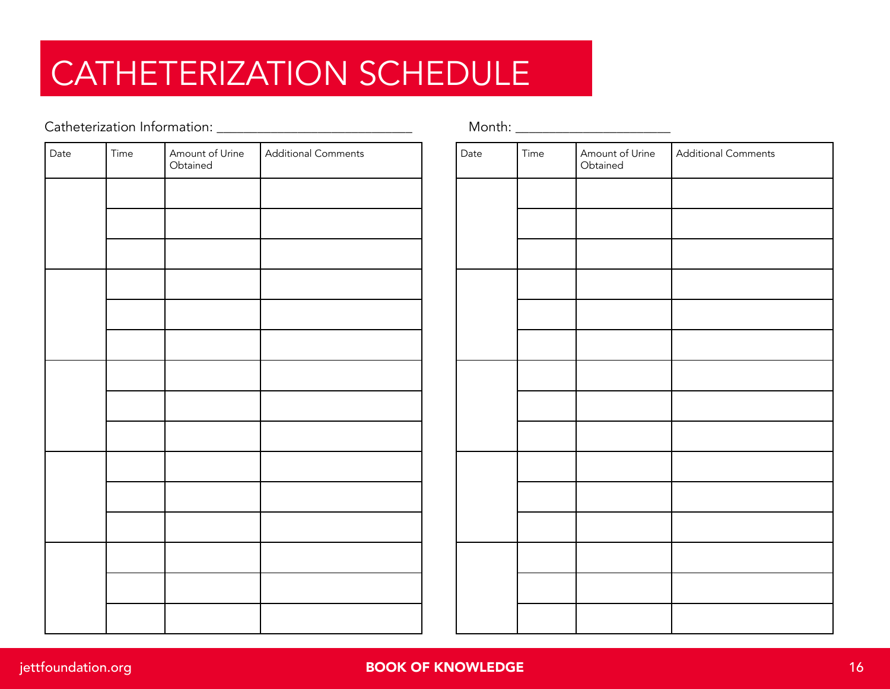# CATHETERIZATION SCHEDULE

Catheterization Information: ___________________________

Month: _____________________

| Date | Time | Amount of Urine Obtained | Additional Comments |
|---|---|---|---|
| | | | |
| | | | |
| | | | |
| | | | |
| | | | |
| | | | |
| | | | |
| | | | |
| | | | |
| | | | |
| | | | |
| | | | |
| | | | |
| | | | |
| | | | |

| Date | Time | Amount of Urine Obtained | Additional Comments |
|---|---|---|---|
| | | | |
| | | | |
| | | | |
| | | | |
| | | | |
| | | | |
| | | | |
| | | | |
| | | | |
| | | | |
| | | | |
| | | | |
| | | | |
| | | | |
| | | | |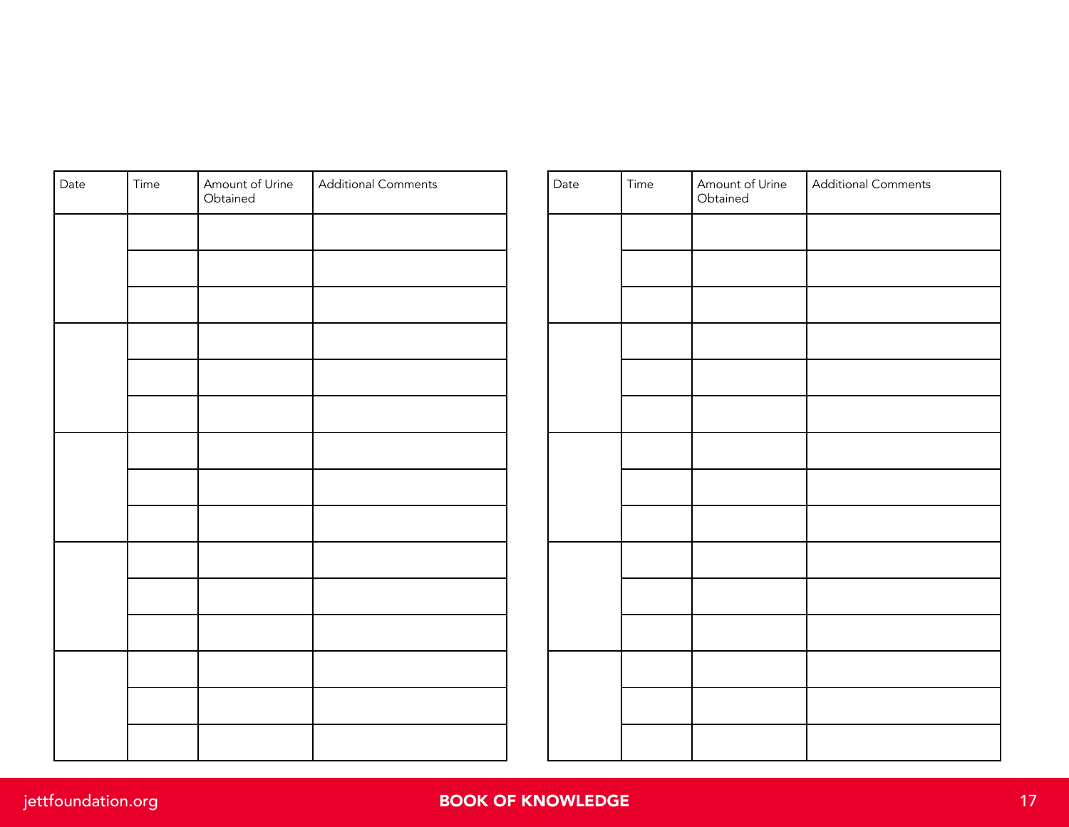| Date | Time | Amount of Urine Obtained | Additional Comments |
|---|---|---|---|
| | | | |
| | | | |
| | | | |
| | | | |
| | | | |
| | | | |
| | | | |
| | | | |
| | | | |
| | | | |
| | | | |
| | | | |
| | | | |
| | | | |
| | | | |

| Date | Time | Amount of Urine Obtained | Additional Comments |
|---|---|---|---|
| | | | |
| | | | |
| | | | |
| | | | |
| | | | |
| | | | |
| | | | |
| | | | |
| | | | |
| | | | |
| | | | |
| | | | |
| | | | |
| | | | |
| | | | |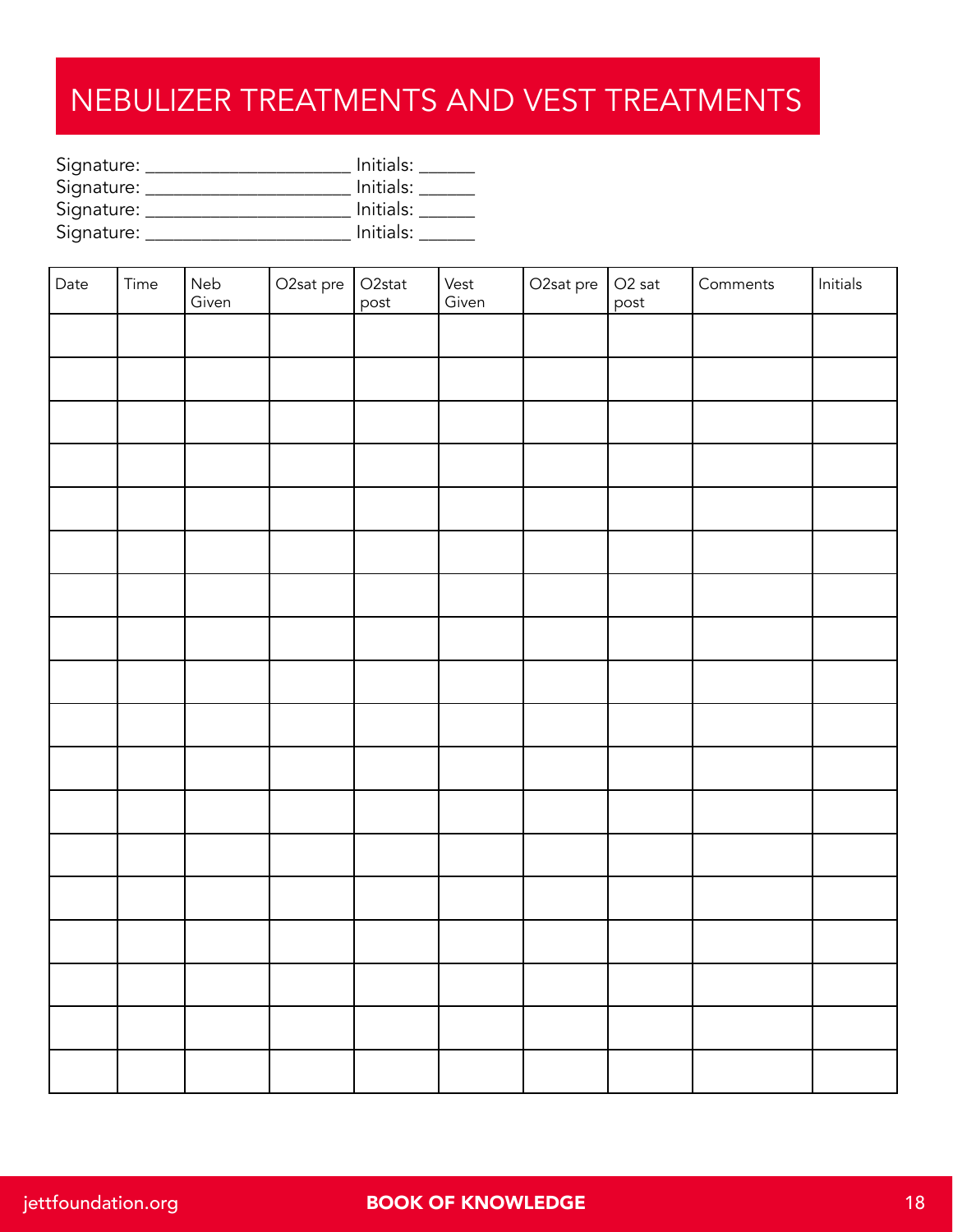# NEBULIZER TREATMENTS AND VEST TREATMENTS

Signature: ______________________ Initials: ______
Signature: ______________________ Initials: ______
Signature: ______________________ Initials: ______
Signature: ______________________ Initials: ______

| Date | Time | Neb Given | O2sat pre | O2stat post | Vest Given | O2sat pre | O2 sat post | Comments | Initials |
|---|---|---|---|---|---|---|---|---|---|
| | | | | | | | | | |
| | | | | | | | | | |
| | | | | | | | | | |
| | | | | | | | | | |
| | | | | | | | | | |
| | | | | | | | | | |
| | | | | | | | | | |
| | | | | | | | | | |
| | | | | | | | | | |
| | | | | | | | | | |
| | | | | | | | | | |
| | | | | | | | | | |
| | | | | | | | | | |
| | | | | | | | | | |
| | | | | | | | | | |
| | | | | | | | | | |
| | | | | | | | | | |
| | | | | | | | | | |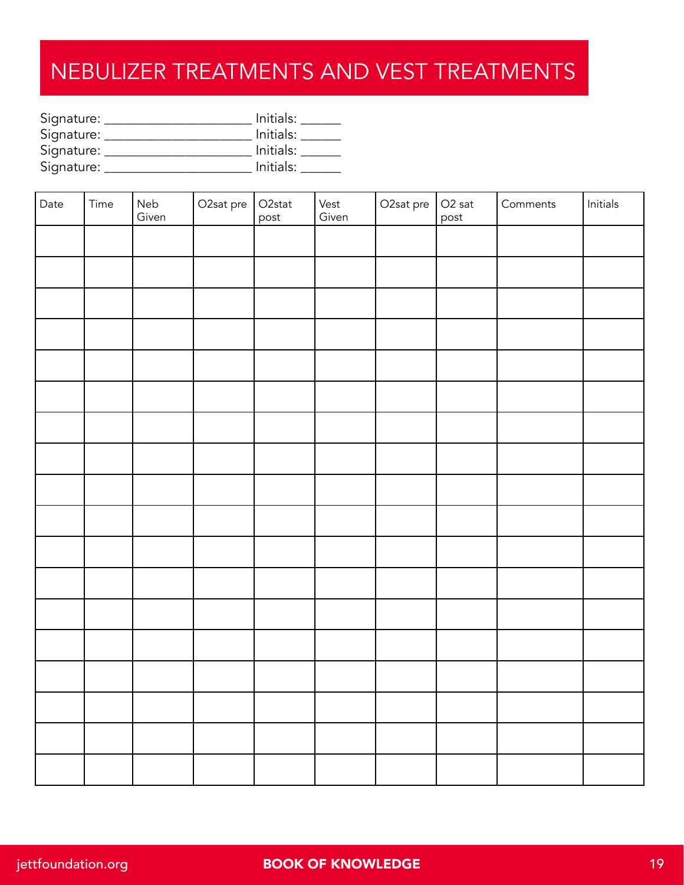# NEBULIZER TREATMENTS AND VEST TREATMENTS

Signature: ______________________ Initials: ______
Signature: ______________________ Initials: ______
Signature: ______________________ Initials: ______
Signature: ______________________ Initials: ______

| Date | Time | Neb Given | O2sat pre | O2stat post | Vest Given | O2sat pre | O2 sat post | Comments | Initials |
|---|---|---|---|---|---|---|---|---|---|
| | | | | | | | | | |
| | | | | | | | | | |
| | | | | | | | | | |
| | | | | | | | | | |
| | | | | | | | | | |
| | | | | | | | | | |
| | | | | | | | | | |
| | | | | | | | | | |
| | | | | | | | | | |
| | | | | | | | | | |
| | | | | | | | | | |
| | | | | | | | | | |
| | | | | | | | | | |
| | | | | | | | | | |
| | | | | | | | | | |
| | | | | | | | | | |
| | | | | | | | | | |
| | | | | | | | | | |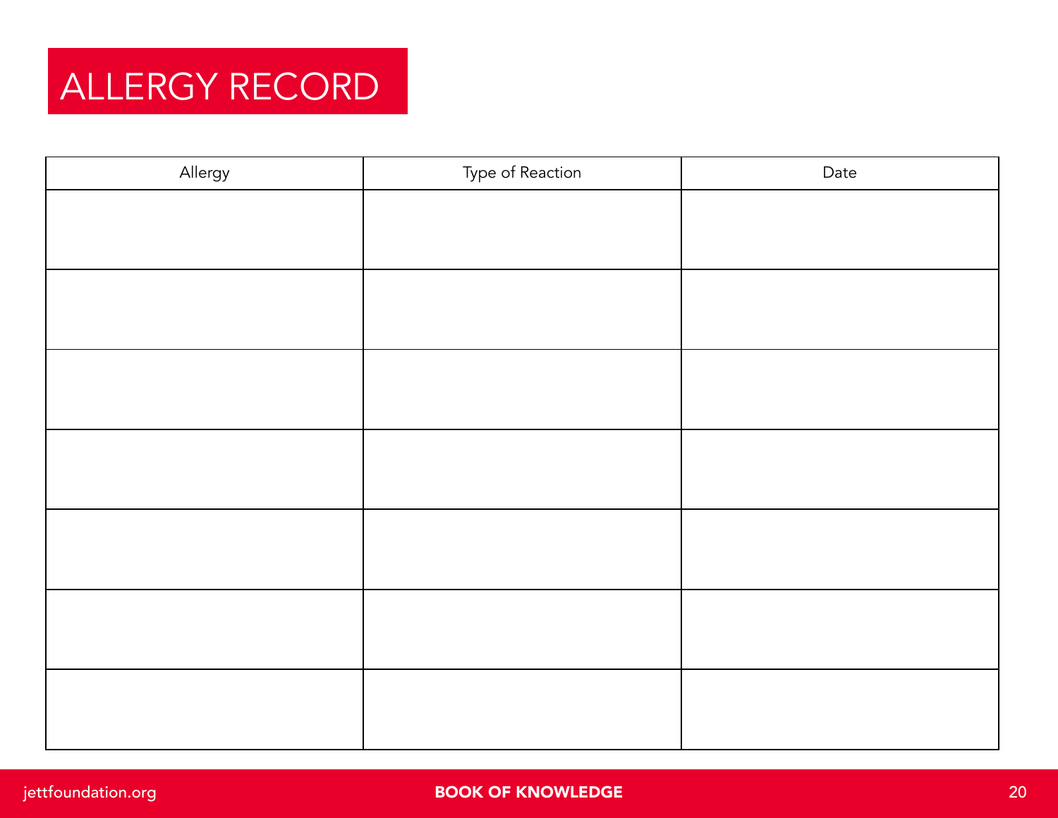# ALLERGY RECORD

| Allergy | Type of Reaction | Date |
|---|---|---|
| | | |
| | | |
| | | |
| | | |
| | | |
| | | |
| | | |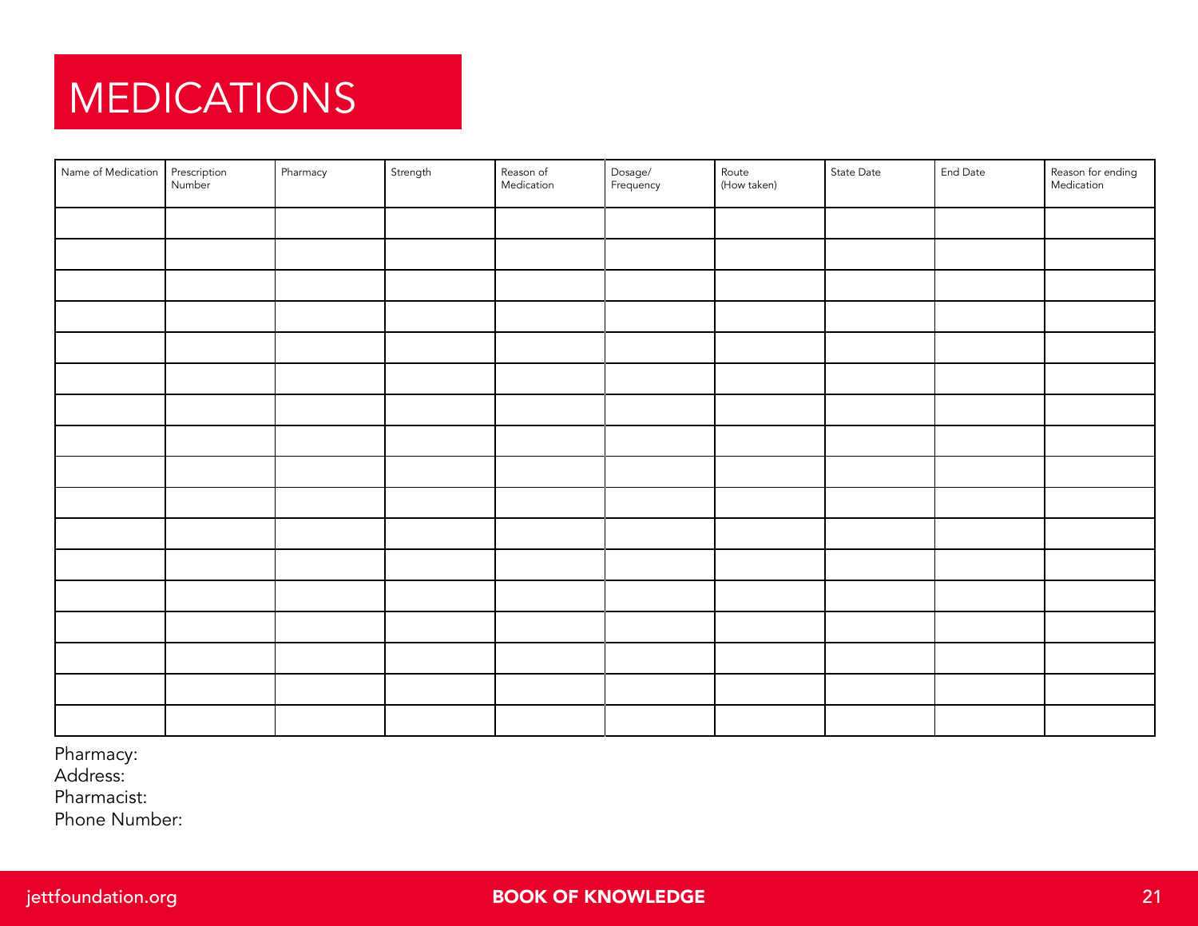# MEDICATIONS

| Name of Medication | Prescription Number | Pharmacy | Strength | Reason of Medication | Dosage/ Frequency | Route (How taken) | State Date | End Date | Reason for ending Medication |
|---|---|---|---|---|---|---|---|---|---|
| | | | | | | | | | |
| | | | | | | | | | |
| | | | | | | | | | |
| | | | | | | | | | |
| | | | | | | | | | |
| | | | | | | | | | |
| | | | | | | | | | |
| | | | | | | | | | |
| | | | | | | | | | |
| | | | | | | | | | |
| | | | | | | | | | |
| | | | | | | | | | |
| | | | | | | | | | |
| | | | | | | | | | |
| | | | | | | | | | |
| | | | | | | | | | |
| | | | | | | | | | |

Pharmacy:
Address:
Pharmacist:
Phone Number: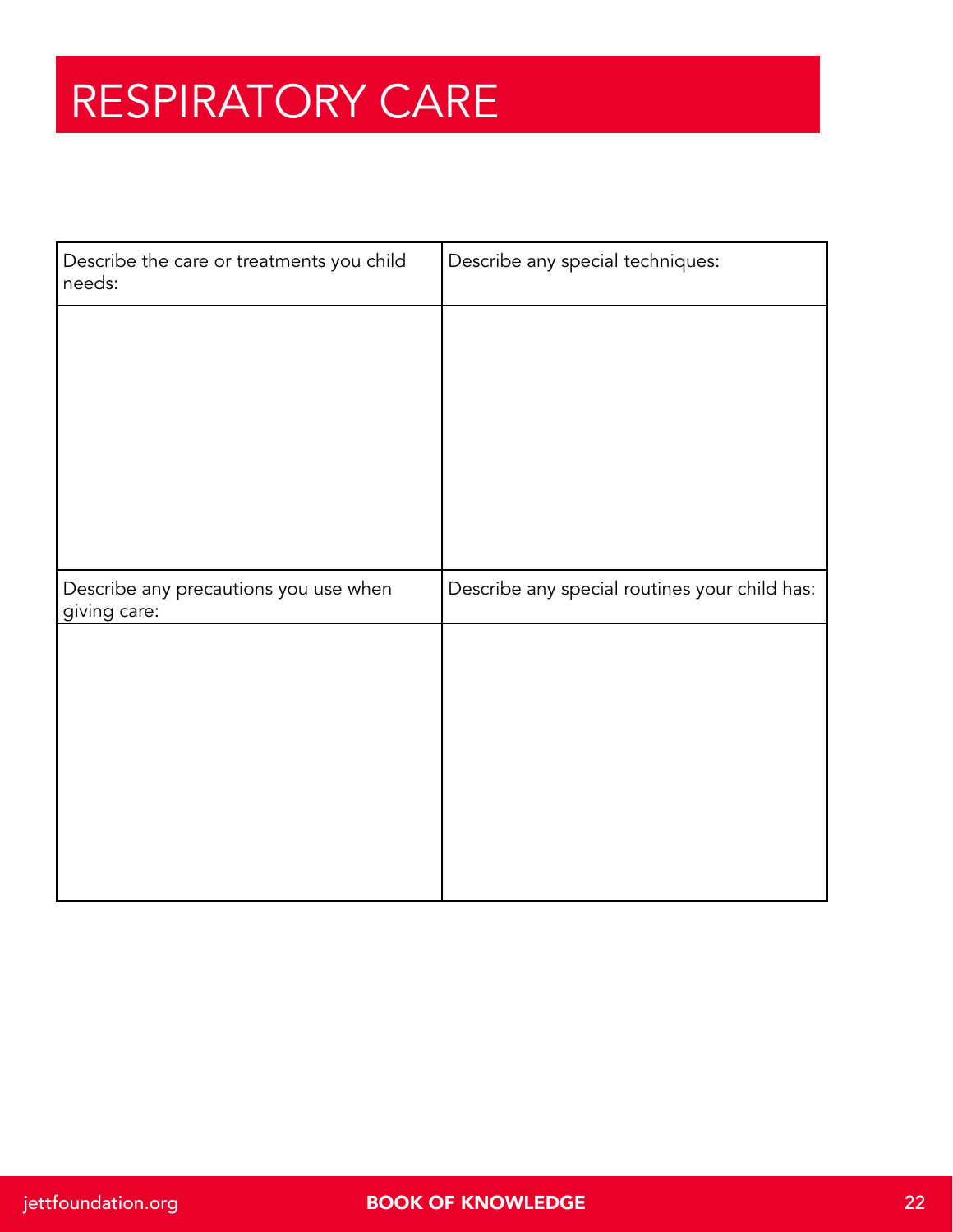# RESPIRATORY CARE

| Describe the care or treatments you child needs: | Describe any special techniques: |
|---|---|
| | |
| **Describe any precautions you use when giving care:** | **Describe any special routines your child has:** |
| | |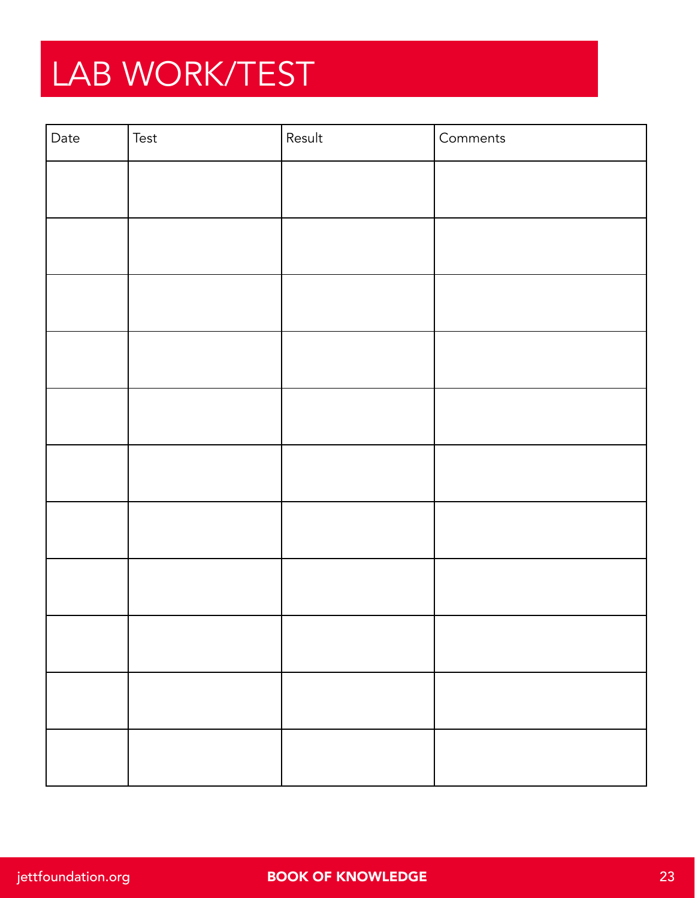# LAB WORK/TEST

| Date | Test | Result | Comments |
|---|---|---|---|
| | | | |
| | | | |
| | | | |
| | | | |
| | | | |
| | | | |
| | | | |
| | | | |
| | | | |
| | | | |
| | | | |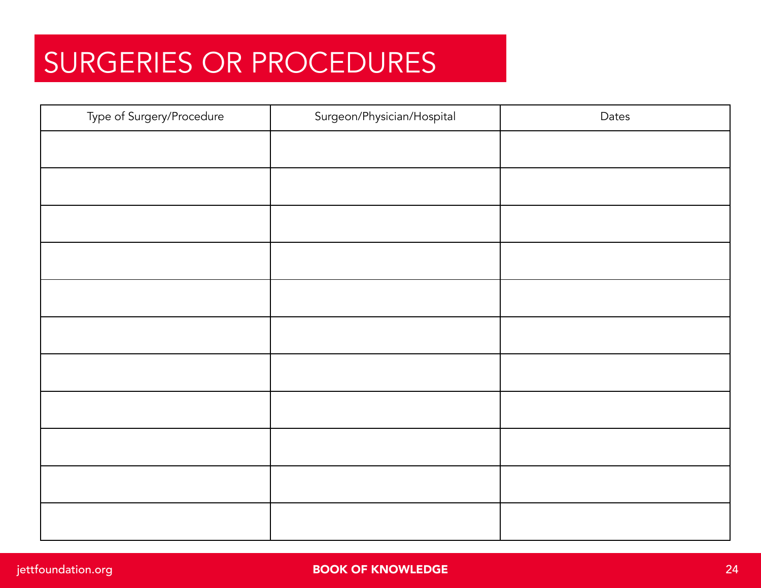# SURGERIES OR PROCEDURES

| Type of Surgery/Procedure | Surgeon/Physician/Hospital | Dates |
|---|---|---|
| | | |
| | | |
| | | |
| | | |
| | | |
| | | |
| | | |
| | | |
| | | |
| | | |
| | | |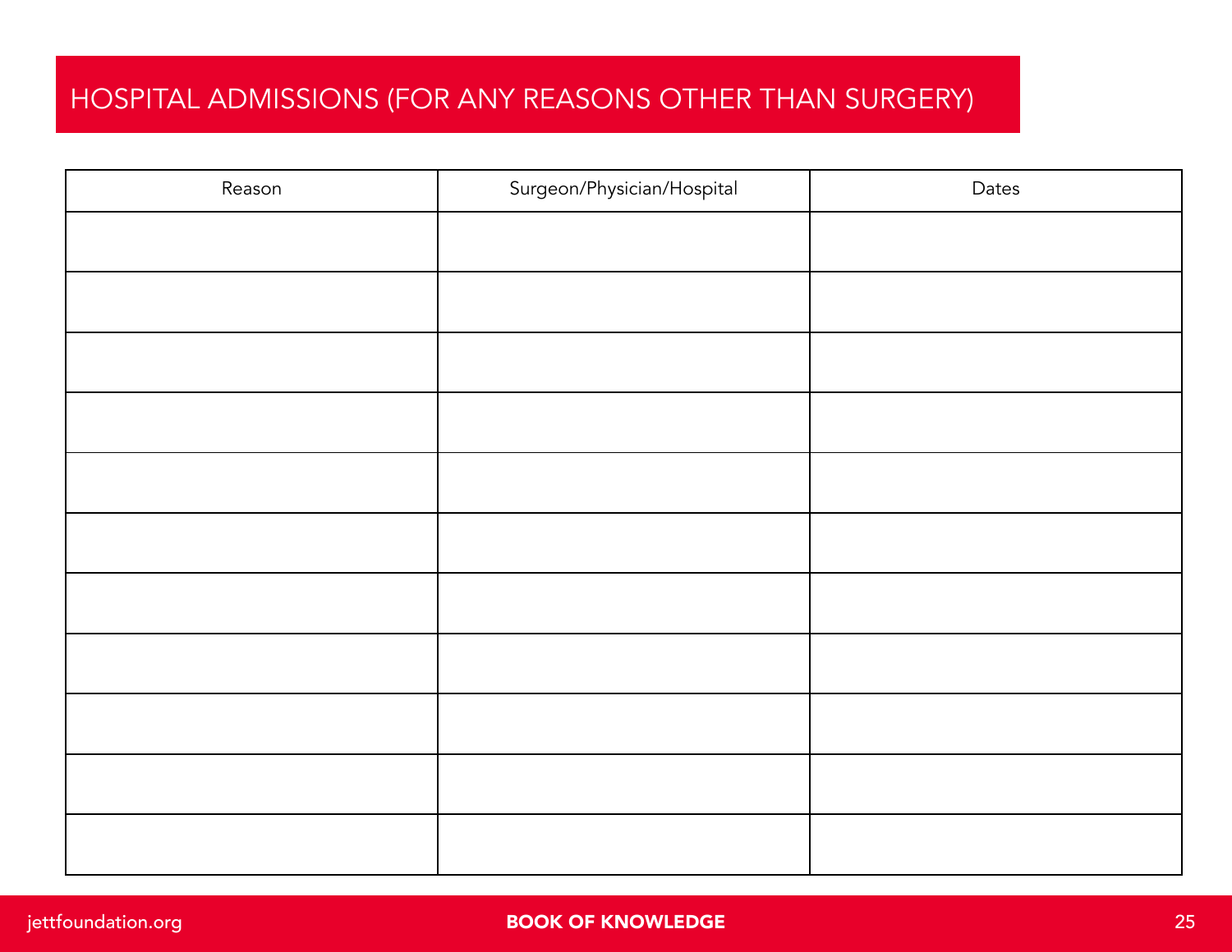# HOSPITAL ADMISSIONS (FOR ANY REASONS OTHER THAN SURGERY)

| Reason | Surgeon/Physician/Hospital | Dates |
|---|---|---|
| | | |
| | | |
| | | |
| | | |
| | | |
| | | |
| | | |
| | | |
| | | |
| | | |
| | | |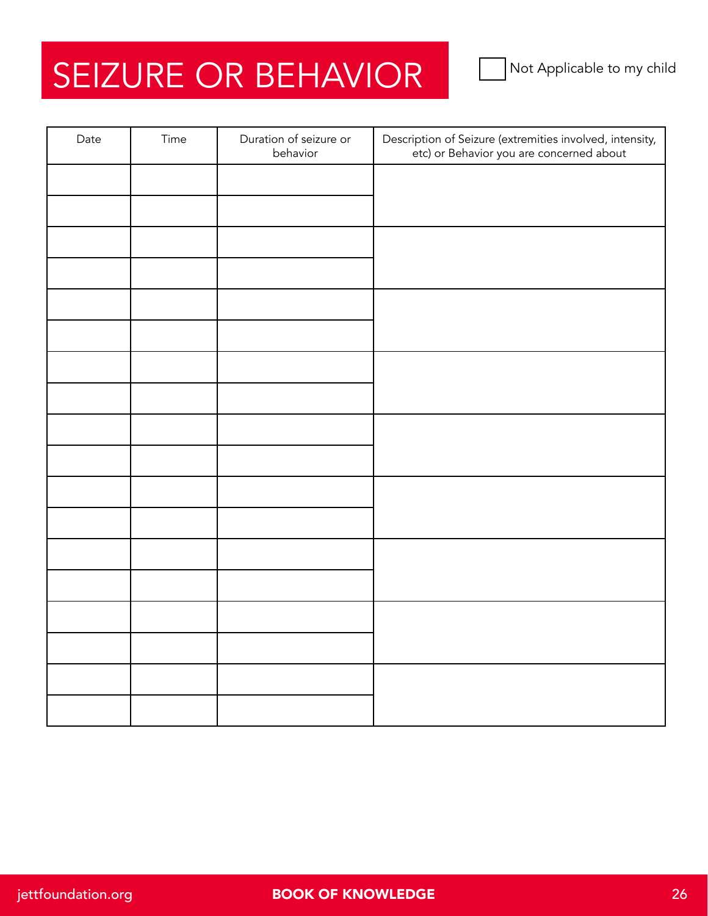# SEIZURE OR BEHAVIOR

☐ Not Applicable to my child

| Date | Time | Duration of seizure or behavior | Description of Seizure (extremities involved, intensity, etc) or Behavior you are concerned about |
|---|---|---|---|
| | | | |
| | | | |
| | | | |
| | | | |
| | | | |
| | | | |
| | | | |
| | | | |
| | | | |
| | | | |
| | | | |
| | | | |
| | | | |
| | | | |
| | | | |
| | | | |
| | | | |
| | | | |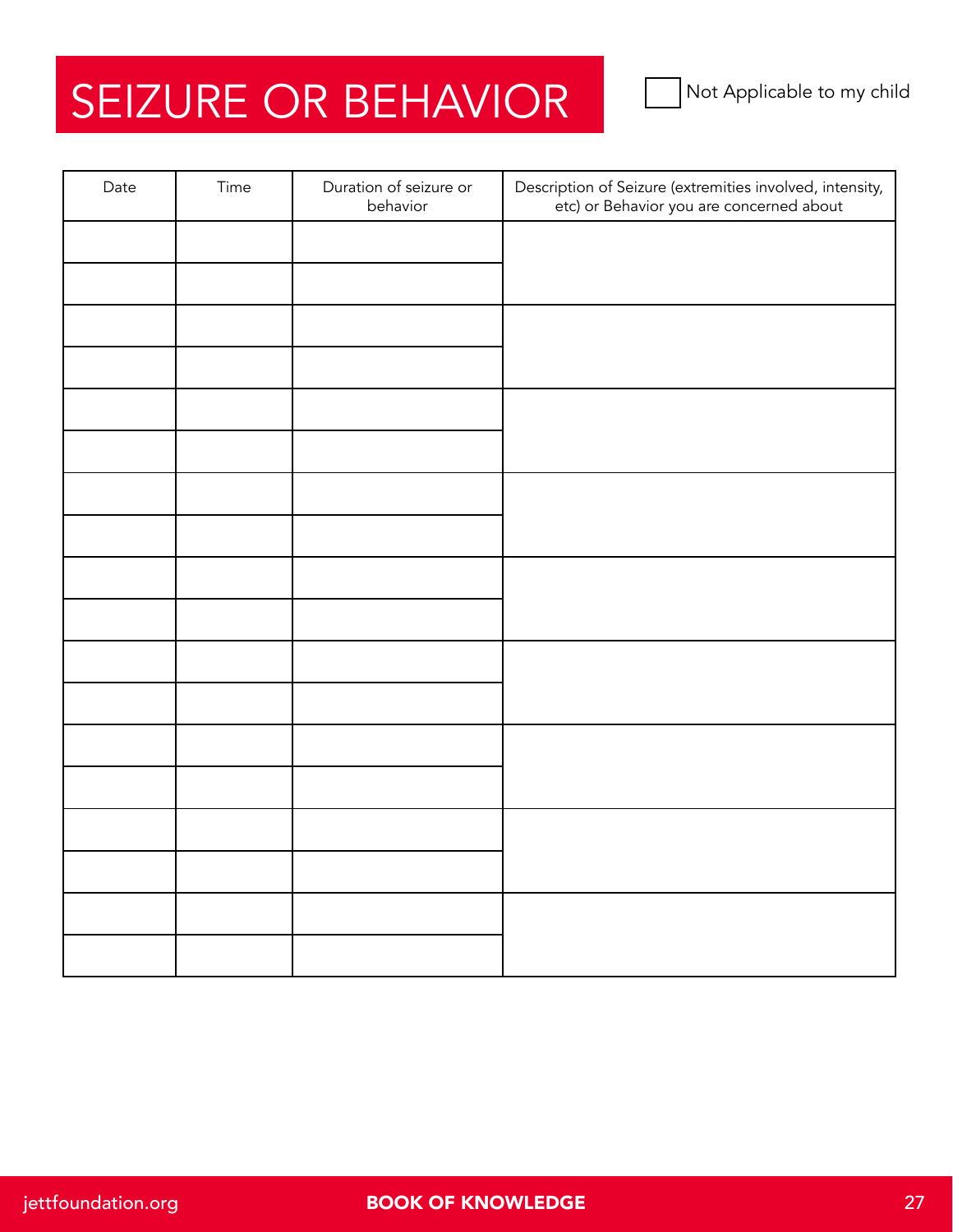# SEIZURE OR BEHAVIOR

☐ Not Applicable to my child

| Date | Time | Duration of seizure or behavior | Description of Seizure (extremities involved, intensity, etc) or Behavior you are concerned about |
|---|---|---|---|
| | | | |
| | | | |
| | | | |
| | | | |
| | | | |
| | | | |
| | | | |
| | | | |
| | | | |
| | | | |
| | | | |
| | | | |
| | | | |
| | | | |
| | | | |
| | | | |
| | | | |
| | | | |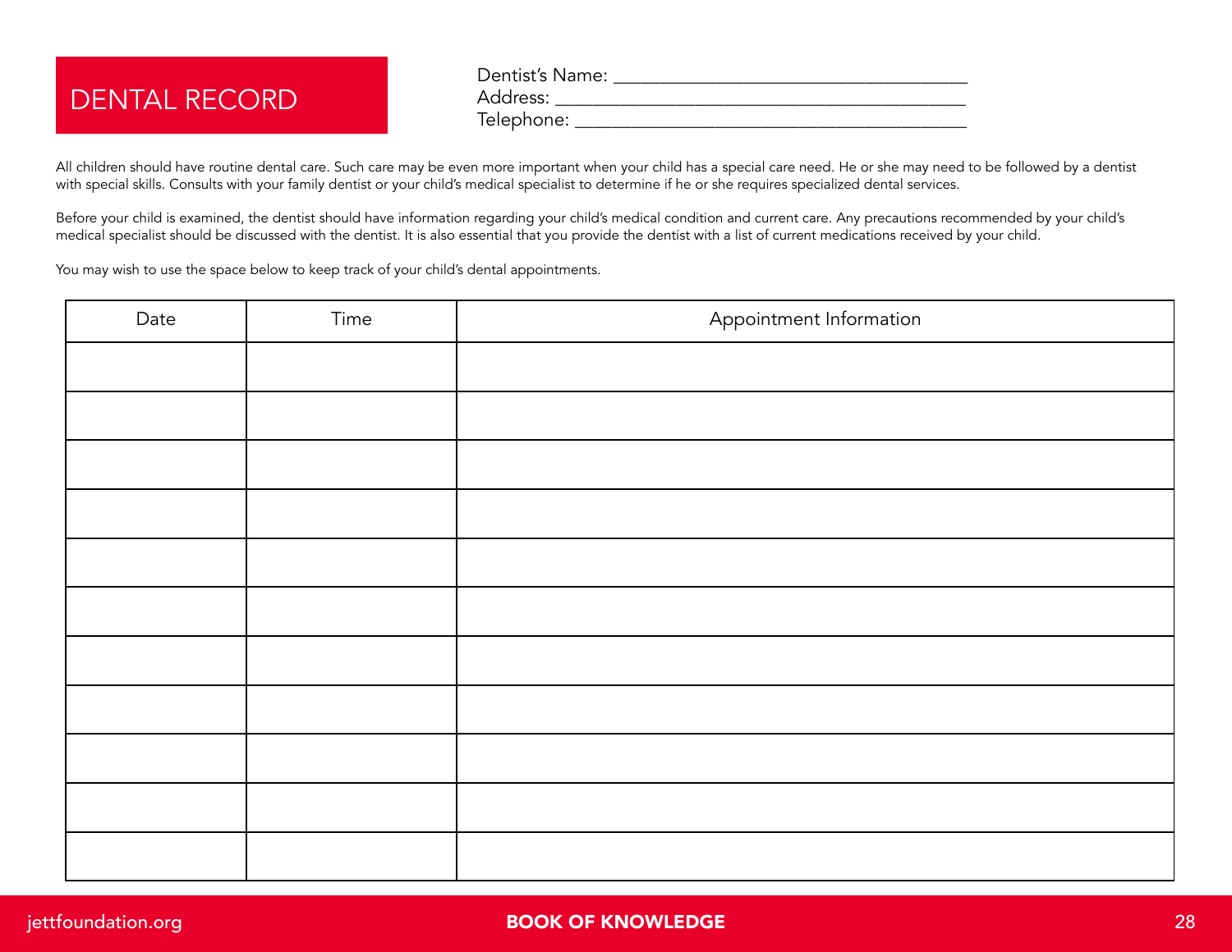# DENTAL RECORD

Dentist's Name: ___________________________________
Address: ______________________________________
Telephone: _____________________________________

All children should have routine dental care. Such care may be even more important when your child has a special care need. He or she may need to be followed by a dentist with special skills. Consults with your family dentist or your child's medical specialist to determine if he or she requires specialized dental services.

Before your child is examined, the dentist should have information regarding your child's medical condition and current care. Any precautions recommended by your child's medical specialist should be discussed with the dentist. It is also essential that you provide the dentist with a list of current medications received by your child.

You may wish to use the space below to keep track of your child's dental appointments.

| Date | Time | Appointment Information |
|---|---|---|
| | | |
| | | |
| | | |
| | | |
| | | |
| | | |
| | | |
| | | |
| | | |
| | | |
| | | |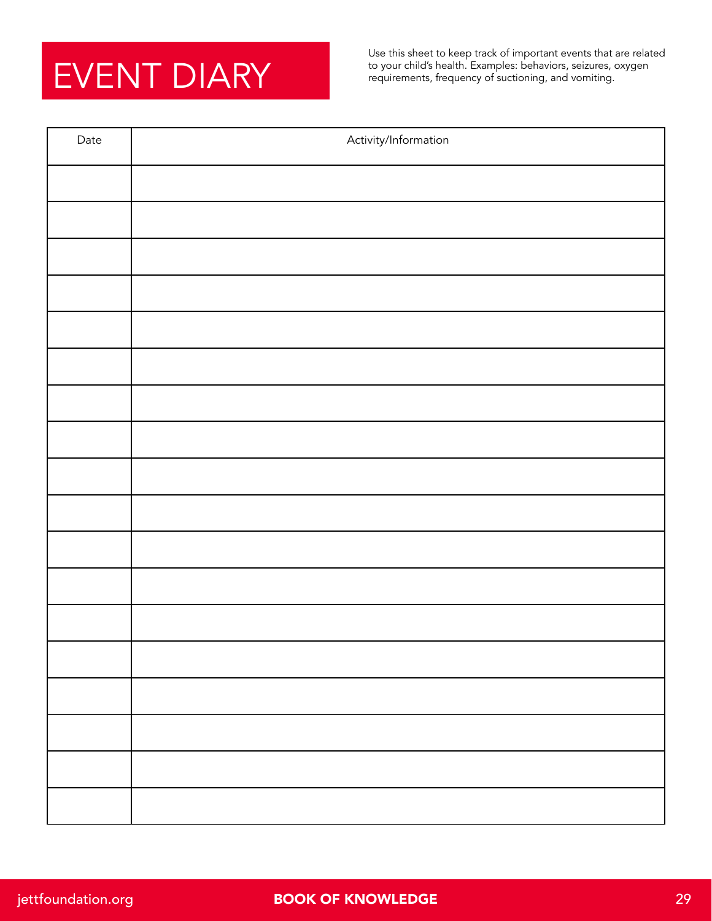# EVENT DIARY

Use this sheet to keep track of important events that are related to your child's health. Examples: behaviors, seizures, oxygen requirements, frequency of suctioning, and vomiting.

| Date | Activity/Information |
|---|---|
| | |
| | |
| | |
| | |
| | |
| | |
| | |
| | |
| | |
| | |
| | |
| | |
| | |
| | |
| | |
| | |
| | |
| | |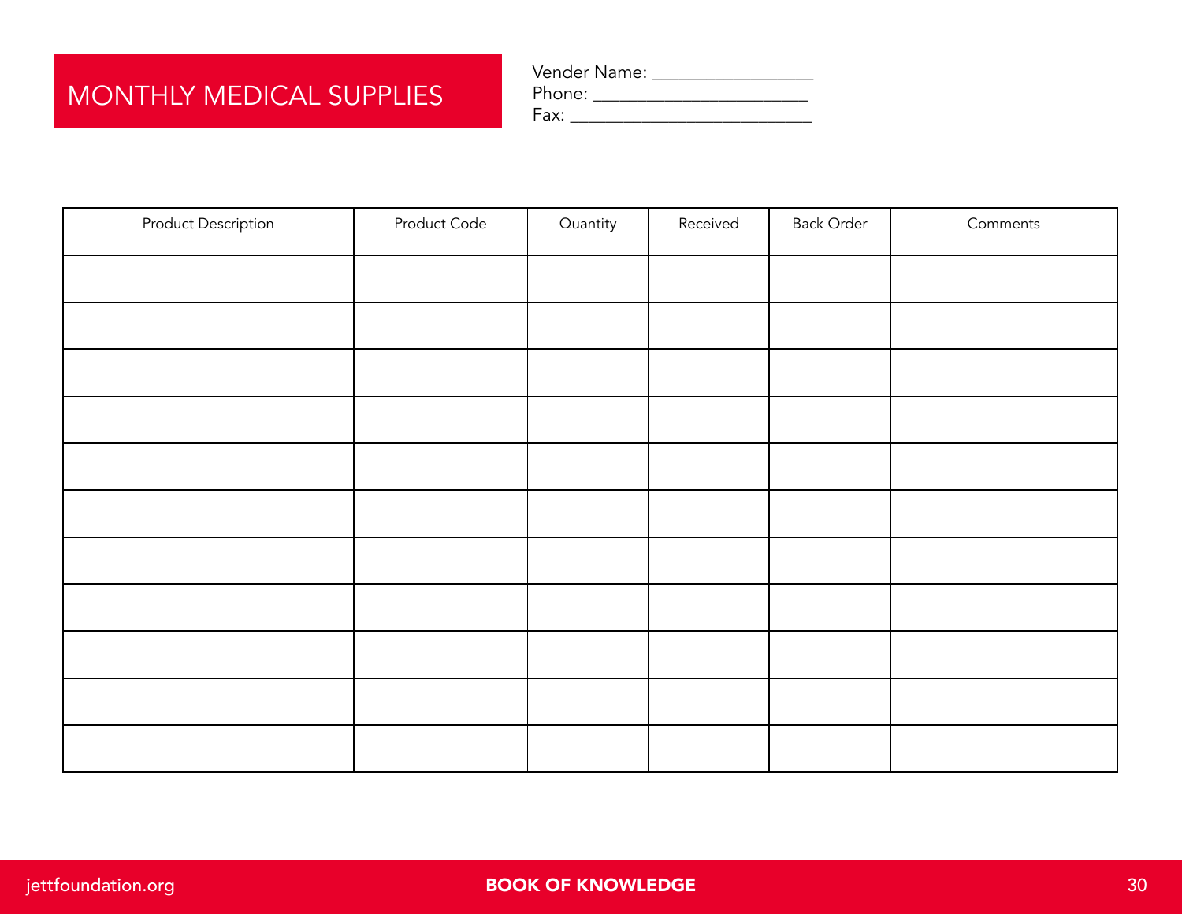# MONTHLY MEDICAL SUPPLIES

Vender Name: _________________
Phone: _______________________
Fax: __________________________

| Product Description | Product Code | Quantity | Received | Back Order | Comments |
|---|---|---|---|---|---|
| | | | | | |
| | | | | | |
| | | | | | |
| | | | | | |
| | | | | | |
| | | | | | |
| | | | | | |
| | | | | | |
| | | | | | |
| | | | | | |
| | | | | | |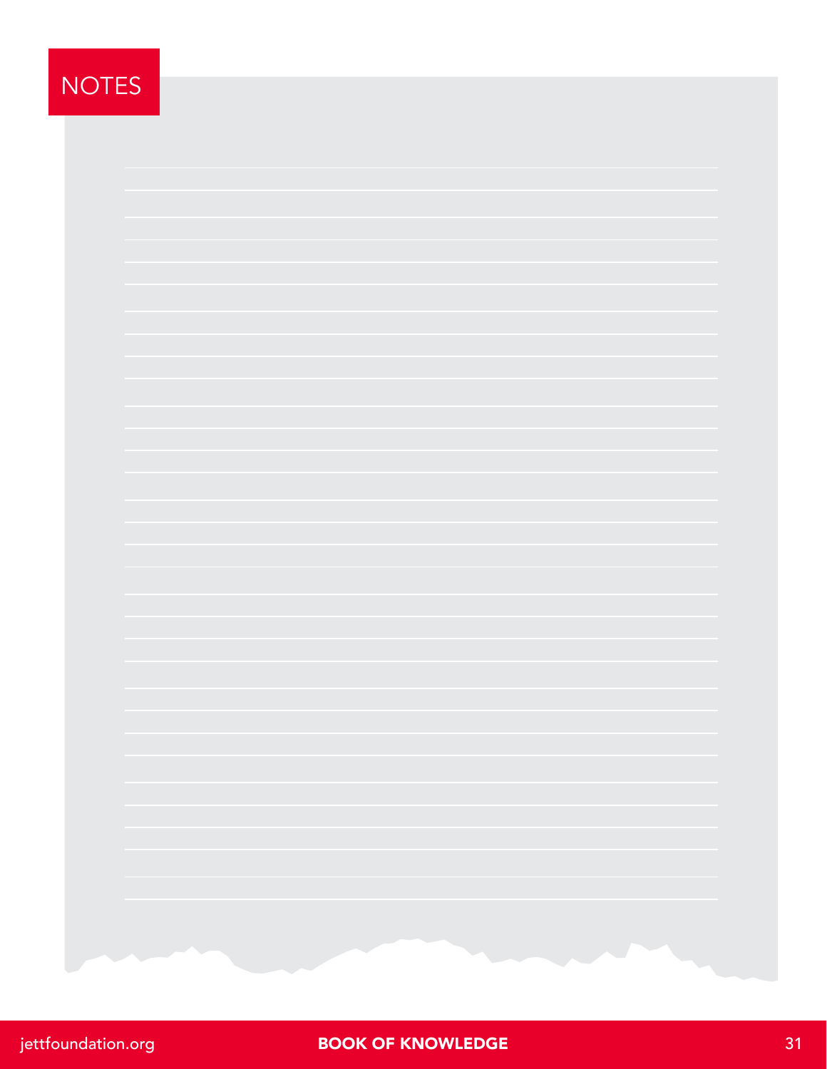# NOTES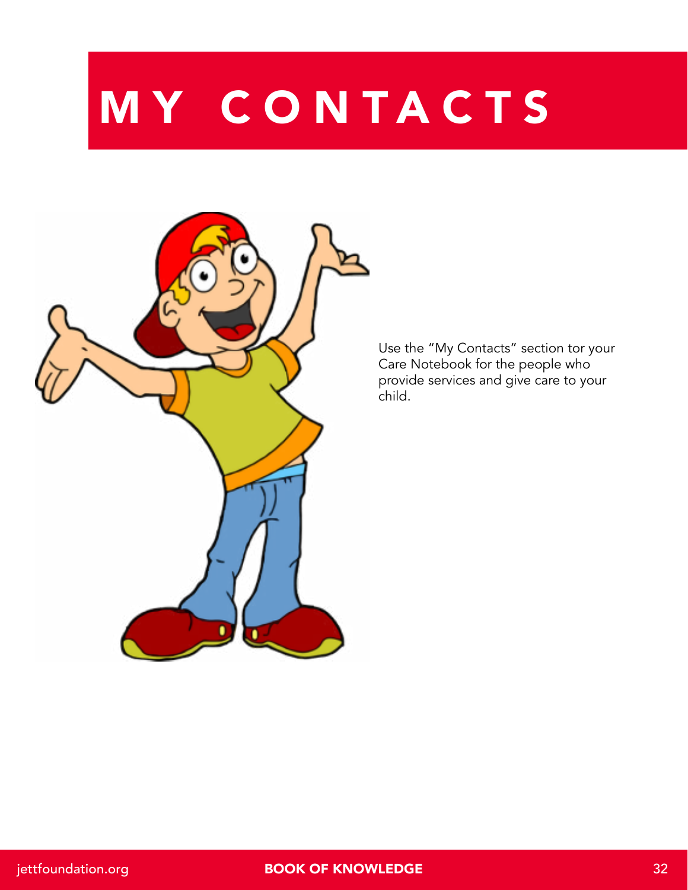# MY CONTACTS

Use the "My Contacts" section tor your Care Notebook for the people who provide services and give care to your child.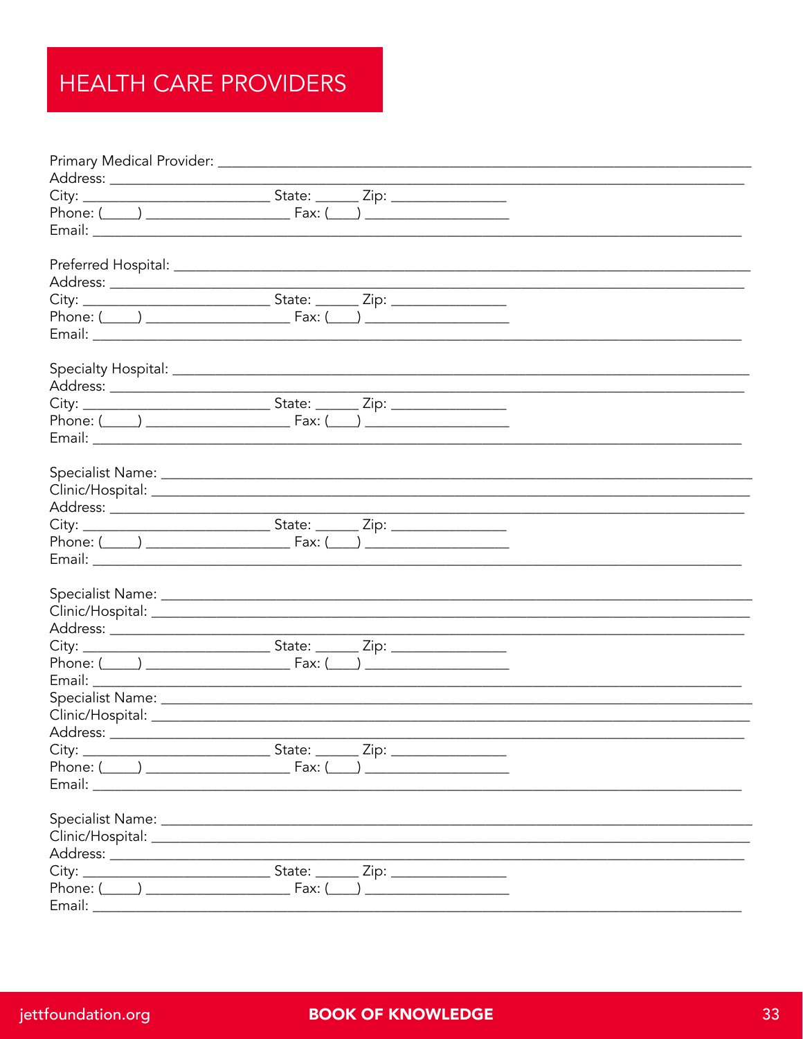# HEALTH CARE PROVIDERS

Primary Medical Provider: ____________________________________________
Address: ____________________________________________
City: ____________________ State: ______ Zip: ______________
Phone: (_____) ________________ Fax: (____) ________________
Email: ____________________________________________

Preferred Hospital: ____________________________________________
Address: ____________________________________________
City: ____________________ State: ______ Zip: ______________
Phone: (_____) ________________ Fax: (____) ________________
Email: ____________________________________________

Specialty Hospital: ____________________________________________
Address: ____________________________________________
City: ____________________ State: ______ Zip: ______________
Phone: (_____) ________________ Fax: (____) ________________
Email: ____________________________________________

Specialist Name: ____________________________________________
Clinic/Hospital: ____________________________________________
Address: ____________________________________________
City: ____________________ State: ______ Zip: ______________
Phone: (_____) ________________ Fax: (____) ________________
Email: ____________________________________________

Specialist Name: ____________________________________________
Clinic/Hospital: ____________________________________________
Address: ____________________________________________
City: ____________________ State: ______ Zip: ______________
Phone: (_____) ________________ Fax: (____) ________________
Email: ____________________________________________
Specialist Name: ____________________________________________
Clinic/Hospital: ____________________________________________
Address: ____________________________________________
City: ____________________ State: ______ Zip: ______________
Phone: (_____) ________________ Fax: (____) ________________
Email: ____________________________________________

Specialist Name: ____________________________________________
Clinic/Hospital: ____________________________________________
Address: ____________________________________________
City: ____________________ State: ______ Zip: ______________
Phone: (_____) ________________ Fax: (____) ________________
Email: ____________________________________________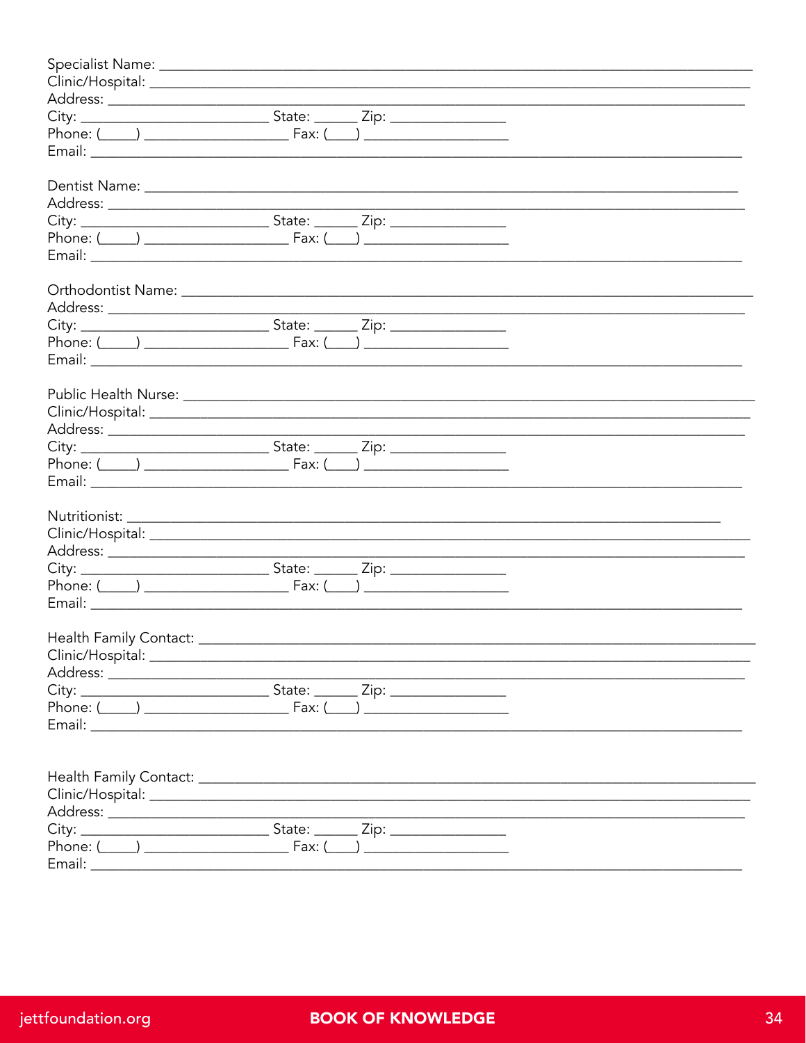Specialist Name: ____________________________________________________________________________
Clinic/Hospital: ____________________________________________________________________________
Address: ___________________________________________________________________________________
City: ________________________ State: ______ Zip: _______________
Phone: (_____) ___________________ Fax: (____) ___________________
Email: _____________________________________________________________________________________

Dentist Name: _______________________________________________________________________________
Address: ___________________________________________________________________________________
City: ________________________ State: ______ Zip: _______________
Phone: (_____) ___________________ Fax: (____) ___________________
Email: _____________________________________________________________________________________

Orthodontist Name: ___________________________________________________________________________
Address: ___________________________________________________________________________________
City: ________________________ State: ______ Zip: _______________
Phone: (_____) ___________________ Fax: (____) ___________________
Email: _____________________________________________________________________________________

Public Health Nurse: __________________________________________________________________________
Clinic/Hospital: ____________________________________________________________________________
Address: ___________________________________________________________________________________
City: ________________________ State: ______ Zip: _______________
Phone: (_____) ___________________ Fax: (____) ___________________
Email: _____________________________________________________________________________________

Nutritionist: _________________________________________________________________________
Clinic/Hospital: ____________________________________________________________________________
Address: ___________________________________________________________________________________
City: ________________________ State: ______ Zip: _______________
Phone: (_____) ___________________ Fax: (____) ___________________
Email: _____________________________________________________________________________________

Health Family Contact: ________________________________________________________________________
Clinic/Hospital: ____________________________________________________________________________
Address: ___________________________________________________________________________________
City: ________________________ State: ______ Zip: _______________
Phone: (_____) ___________________ Fax: (____) ___________________
Email: _____________________________________________________________________________________

Health Family Contact: ________________________________________________________________________
Clinic/Hospital: ____________________________________________________________________________
Address: ___________________________________________________________________________________
City: ________________________ State: ______ Zip: _______________
Phone: (_____) ___________________ Fax: (____) ___________________
Email: _____________________________________________________________________________________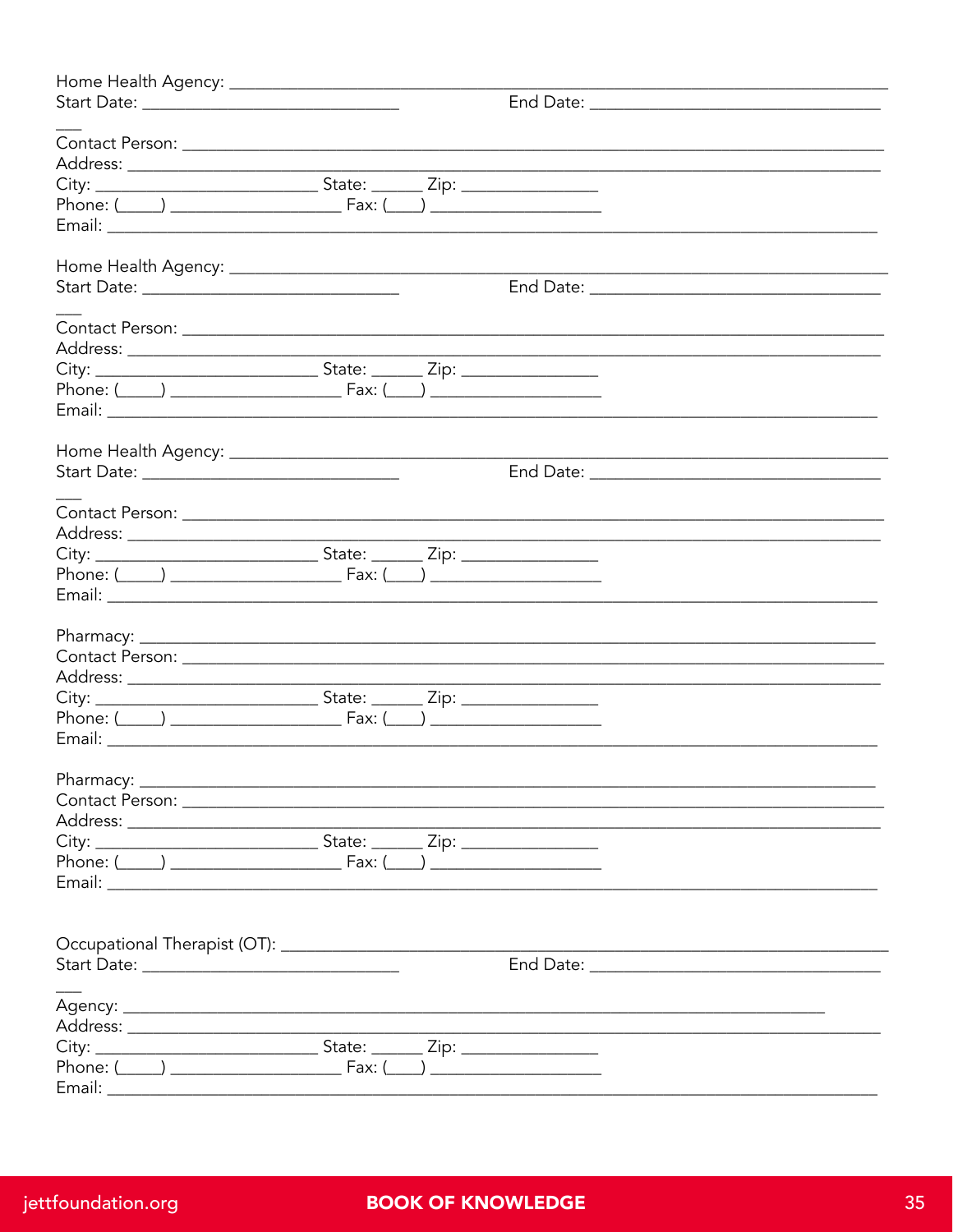Home Health Agency: ______________________________________________________________________
Start Date: ____________________________ End Date: ________________________________
___
Contact Person: __________________________________________________________________
Address: _________________________________________________________________________
City: ________________________ State: _____ Zip: ______________
Phone: (____) __________________ Fax: (___) __________________
Email: ___________________________________________________________________________

Home Health Agency: ______________________________________________________________________
Start Date: ____________________________ End Date: ________________________________
___
Contact Person: __________________________________________________________________
Address: _________________________________________________________________________
City: ________________________ State: _____ Zip: ______________
Phone: (____) __________________ Fax: (___) __________________
Email: ___________________________________________________________________________

Home Health Agency: ______________________________________________________________________
Start Date: ____________________________ End Date: ________________________________
___
Contact Person: __________________________________________________________________
Address: _________________________________________________________________________
City: ________________________ State: _____ Zip: ______________
Phone: (____) __________________ Fax: (___) __________________
Email: ___________________________________________________________________________

Pharmacy: ________________________________________________________________________
Contact Person: __________________________________________________________________
Address: _________________________________________________________________________
City: ________________________ State: _____ Zip: ______________
Phone: (____) __________________ Fax: (___) __________________
Email: ___________________________________________________________________________

Pharmacy: ________________________________________________________________________
Contact Person: __________________________________________________________________
Address: _________________________________________________________________________
City: ________________________ State: _____ Zip: ______________
Phone: (____) __________________ Fax: (___) __________________
Email: ___________________________________________________________________________

Occupational Therapist (OT): ______________________________________________________________
Start Date: ____________________________ End Date: ________________________________
___
Agency: ________________________________________________________________________
Address: _________________________________________________________________________
City: ________________________ State: _____ Zip: ______________
Phone: (____) __________________ Fax: (___) __________________
Email: ___________________________________________________________________________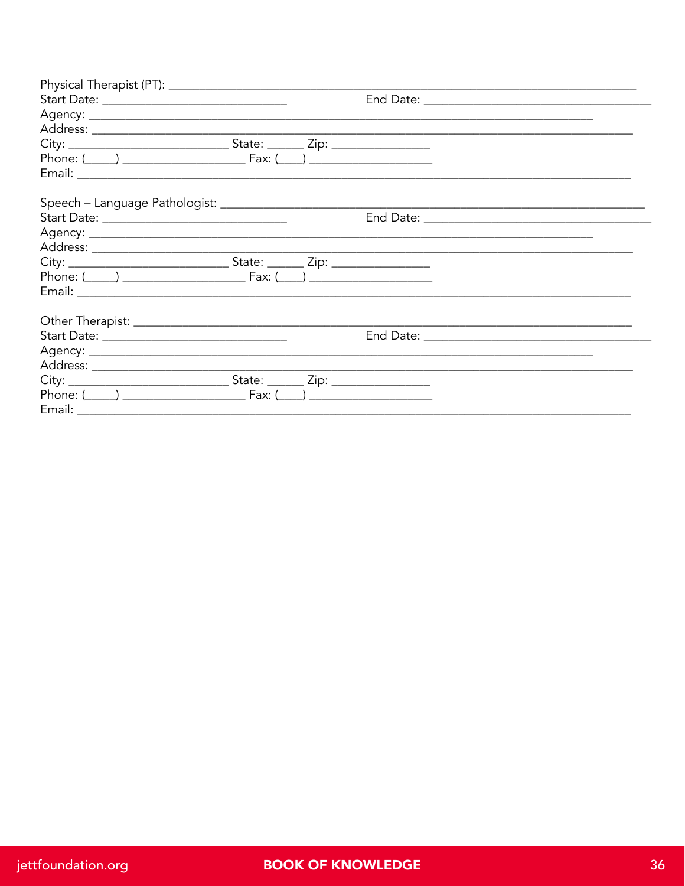Physical Therapist (PT): ___________________________________________________________________
Start Date: ___________________________ End Date: _________________________________
Agency: _________________________________________________________________________
Address: ________________________________________________________________________
City: _______________________ State: _____ Zip: ______________
Phone: (____) __________________ Fax: (___) __________________
Email: __________________________________________________________________________

Speech – Language Pathologist: ______________________________________________________________
Start Date: ___________________________ End Date: _________________________________
Agency: _________________________________________________________________________
Address: ________________________________________________________________________
City: _______________________ State: _____ Zip: ______________
Phone: (____) __________________ Fax: (___) __________________
Email: __________________________________________________________________________

Other Therapist: _________________________________________________________________
Start Date: ___________________________ End Date: _________________________________
Agency: _________________________________________________________________________
Address: ________________________________________________________________________
City: _______________________ State: _____ Zip: ______________
Phone: (____) __________________ Fax: (___) __________________
Email: __________________________________________________________________________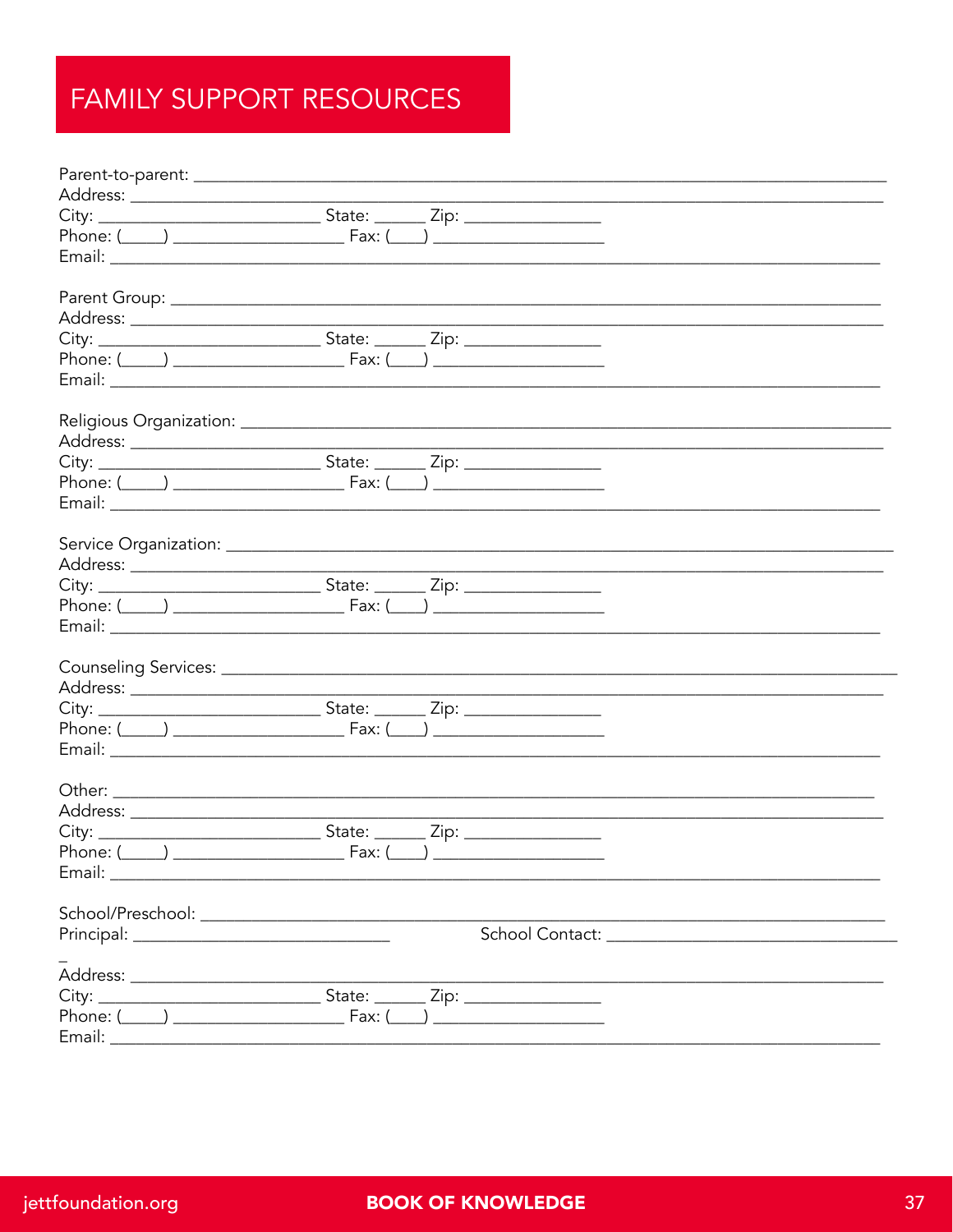# FAMILY SUPPORT RESOURCES

Parent-to-parent: ___________________________________________________________________________
Address: ______________________________________________________________________________
City: __________________________ State: ______ Zip: _______________
Phone: (_____) ___________________ Fax: (____) ___________________
Email: _______________________________________________________________________________

Parent Group: _________________________________________________________________________
Address: ______________________________________________________________________________
City: __________________________ State: ______ Zip: _______________
Phone: (_____) ___________________ Fax: (____) ___________________
Email: _______________________________________________________________________________

Religious Organization: __________________________________________________________________
Address: ______________________________________________________________________________
City: __________________________ State: ______ Zip: _______________
Phone: (_____) ___________________ Fax: (____) ___________________
Email: _______________________________________________________________________________

Service Organization: ____________________________________________________________________
Address: ______________________________________________________________________________
City: __________________________ State: ______ Zip: _______________
Phone: (_____) ___________________ Fax: (____) ___________________
Email: _______________________________________________________________________________

Counseling Services: _____________________________________________________________________
Address: ______________________________________________________________________________
City: __________________________ State: ______ Zip: _______________
Phone: (_____) ___________________ Fax: (____) ___________________
Email: _______________________________________________________________________________

Other: ________________________________________________________________________________
Address: ______________________________________________________________________________
City: __________________________ State: ______ Zip: _______________
Phone: (_____) ___________________ Fax: (____) ___________________
Email: _______________________________________________________________________________

School/Preschool: _______________________________________________________________________
Principal: _____________________________ School Contact: _________________________________
_
Address: ______________________________________________________________________________
City: __________________________ State: ______ Zip: _______________
Phone: (_____) ___________________ Fax: (____) ___________________
Email: _______________________________________________________________________________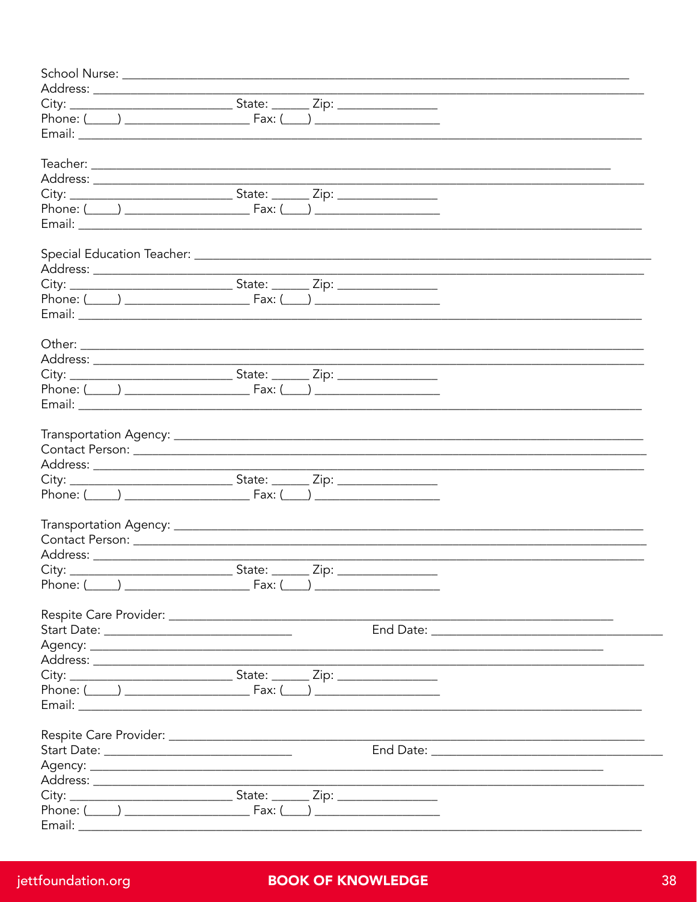School Nurse: ___________________________________________________________________________
Address: _______________________________________________________________________________
City: ________________________ State: ______ Zip: _______________
Phone: (_____) ___________________ Fax: (____) ___________________
Email: _________________________________________________________________________________

Teacher: _______________________________________________________________________________
Address: _______________________________________________________________________________
City: ________________________ State: ______ Zip: _______________
Phone: (_____) ___________________ Fax: (____) ___________________
Email: _________________________________________________________________________________

Special Education Teacher: _____________________________________________________________
Address: _______________________________________________________________________________
City: ________________________ State: ______ Zip: _______________
Phone: (_____) ___________________ Fax: (____) ___________________
Email: _________________________________________________________________________________

Other: _________________________________________________________________________________
Address: _______________________________________________________________________________
City: ________________________ State: ______ Zip: _______________
Phone: (_____) ___________________ Fax: (____) ___________________
Email: _________________________________________________________________________________

Transportation Agency: _________________________________________________________________
Contact Person: ________________________________________________________________________
Address: _______________________________________________________________________________
City: ________________________ State: ______ Zip: _______________
Phone: (_____) ___________________ Fax: (____) ___________________

Transportation Agency: _________________________________________________________________
Contact Person: ________________________________________________________________________
Address: _______________________________________________________________________________
City: ________________________ State: ______ Zip: _______________
Phone: (_____) ___________________ Fax: (____) ___________________

Respite Care Provider: _________________________________________________________________
Start Date: ____________________________ End Date: ___________________________________
Agency: ________________________________________________________________________________
Address: _______________________________________________________________________________
City: ________________________ State: ______ Zip: _______________
Phone: (_____) ___________________ Fax: (____) ___________________
Email: _________________________________________________________________________________

Respite Care Provider: _________________________________________________________________
Start Date: ____________________________ End Date: ___________________________________
Agency: ________________________________________________________________________________
Address: _______________________________________________________________________________
City: ________________________ State: ______ Zip: _______________
Phone: (_____) ___________________ Fax: (____) ___________________
Email: _________________________________________________________________________________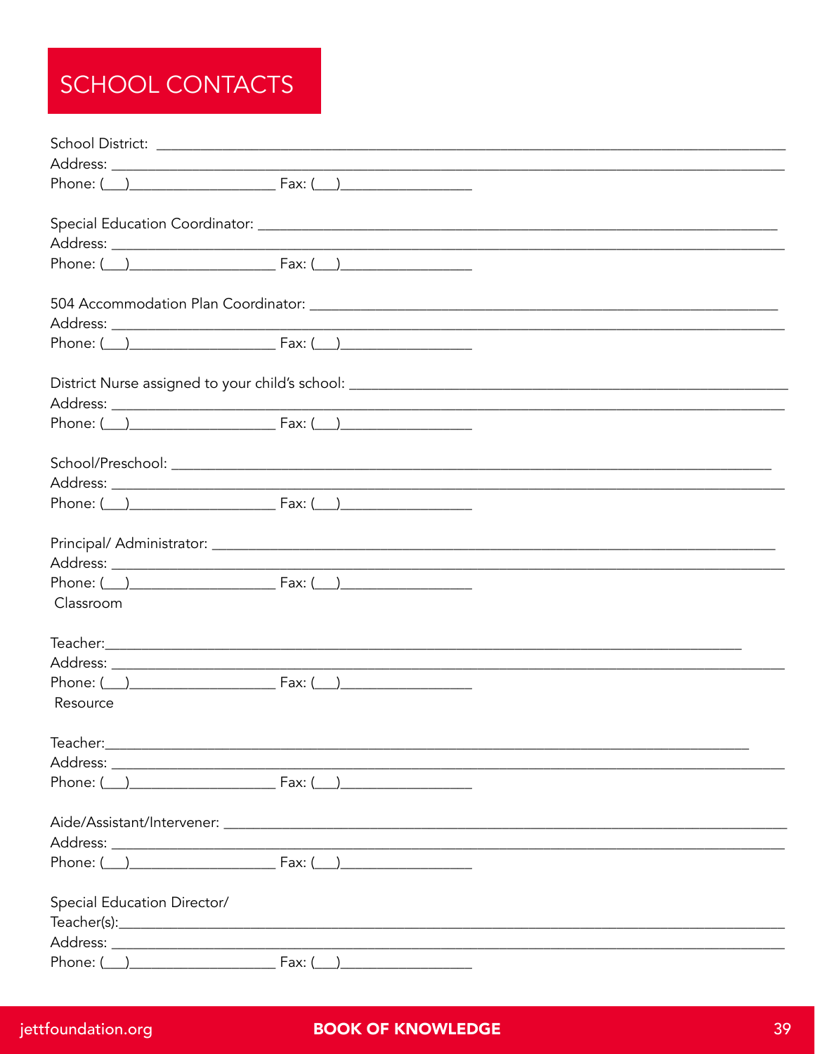# SCHOOL CONTACTS

School District: ______________________________________________________________________________
Address: _____________________________________________________________________________________
Phone: (___)___________________ Fax: (___)________________

Special Education Coordinator: ____________________________________________________________
Address: _____________________________________________________________________________________
Phone: (___)___________________ Fax: (___)________________

504 Accommodation Plan Coordinator: ______________________________________________________
Address: _____________________________________________________________________________________
Phone: (___)___________________ Fax: (___)________________

District Nurse assigned to your child's school: ______________________________________________
Address: _____________________________________________________________________________________
Phone: (___)___________________ Fax: (___)________________

School/Preschool: ___________________________________________________________________________
Address: _____________________________________________________________________________________
Phone: (___)___________________ Fax: (___)________________

Principal/ Administrator: ______________________________________________________________________
Address: _____________________________________________________________________________________
Phone: (___)___________________ Fax: (___)________________

Classroom

Teacher:_______________________________________________________________________________
Address: _____________________________________________________________________________________
Phone: (___)___________________ Fax: (___)________________

Resource

Teacher:_______________________________________________________________________________
Address: _____________________________________________________________________________________
Phone: (___)___________________ Fax: (___)________________

Aide/Assistant/Intervener: ______________________________________________________________________
Address: _____________________________________________________________________________________
Phone: (___)___________________ Fax: (___)________________

Special Education Director/
Teacher(s):_____________________________________________________________________________________
Address: _____________________________________________________________________________________
Phone: (___)___________________ Fax: (___)________________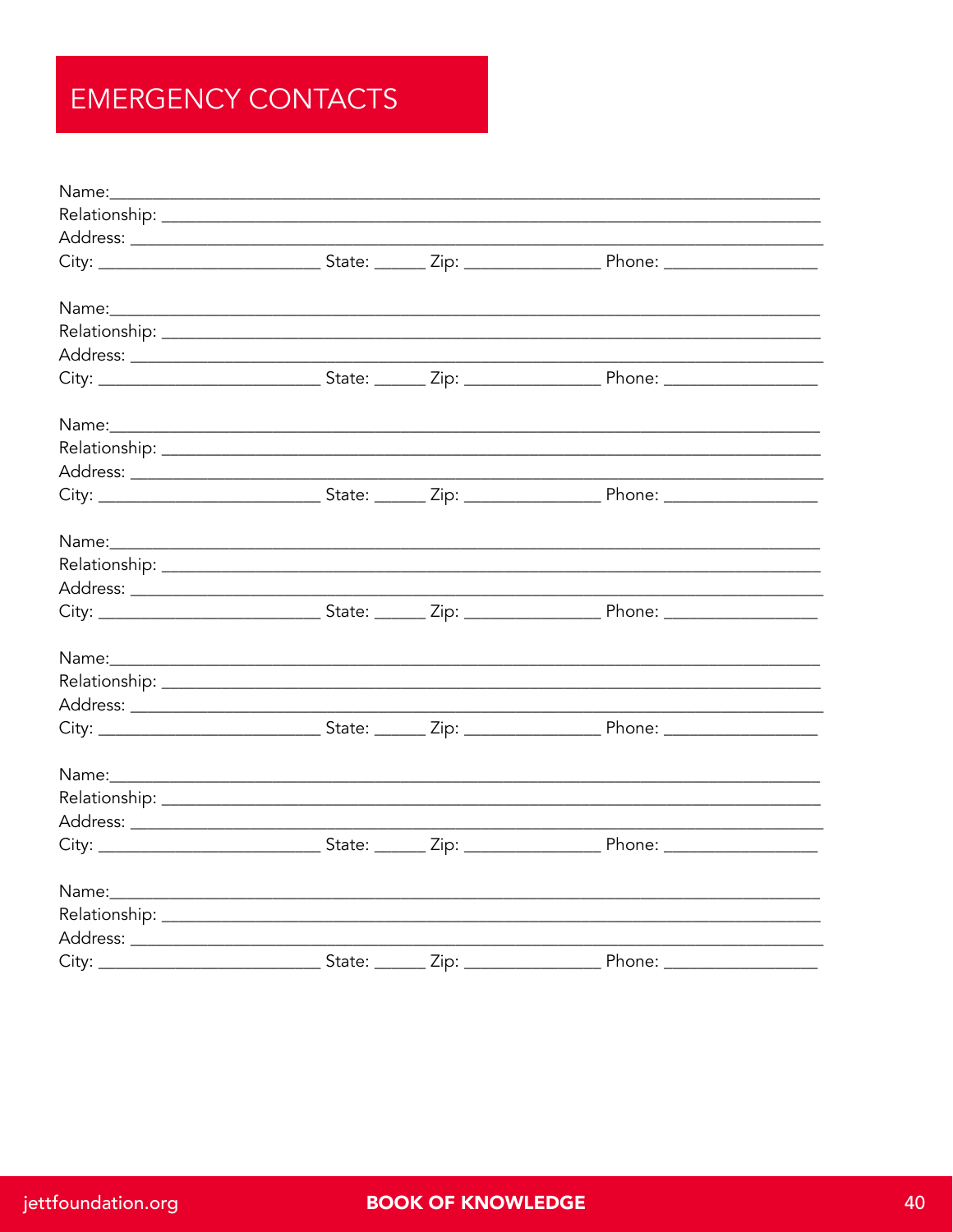# EMERGENCY CONTACTS

Name:_______________________________________________________________________________
Relationship: ________________________________________________________________________
Address: ____________________________________________________________________________
City: _________________________ State: ______ Zip: _______________ Phone: _________________

Name:_______________________________________________________________________________
Relationship: ________________________________________________________________________
Address: ____________________________________________________________________________
City: _________________________ State: ______ Zip: _______________ Phone: _________________

Name:_______________________________________________________________________________
Relationship: ________________________________________________________________________
Address: ____________________________________________________________________________
City: _________________________ State: ______ Zip: _______________ Phone: _________________

Name:_______________________________________________________________________________
Relationship: ________________________________________________________________________
Address: ____________________________________________________________________________
City: _________________________ State: ______ Zip: _______________ Phone: _________________

Name:_______________________________________________________________________________
Relationship: ________________________________________________________________________
Address: ____________________________________________________________________________
City: _________________________ State: ______ Zip: _______________ Phone: _________________

Name:_______________________________________________________________________________
Relationship: ________________________________________________________________________
Address: ____________________________________________________________________________
City: _________________________ State: ______ Zip: _______________ Phone: _________________

Name:_______________________________________________________________________________
Relationship: ________________________________________________________________________
Address: ____________________________________________________________________________
City: _________________________ State: ______ Zip: _______________ Phone: _________________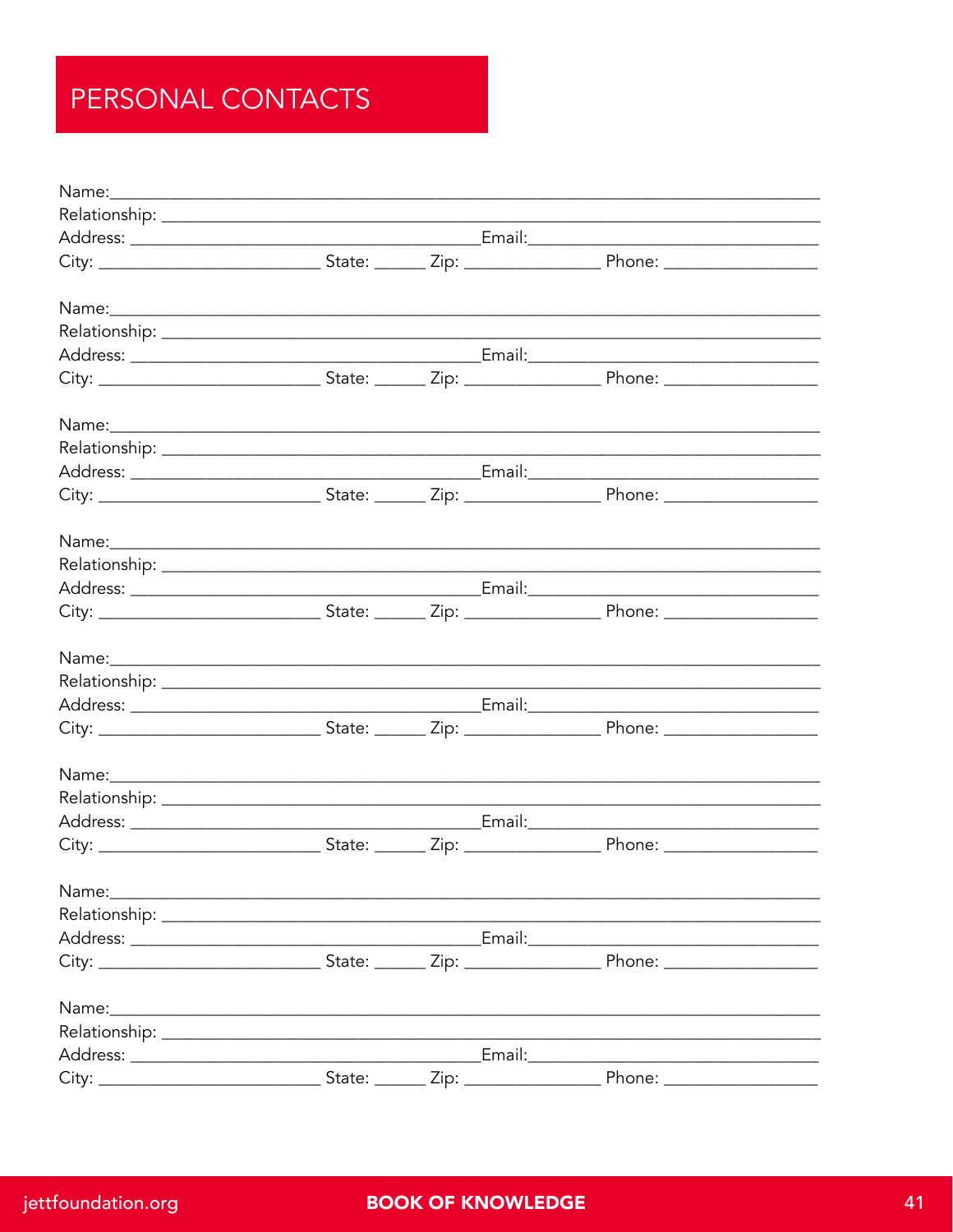# PERSONAL CONTACTS

Name:_______________________________________________________________________________
Relationship: __________________________________________________________________________
Address: _____________________________________Email:______________________________
City: ________________________ State: ______ Zip: _______________ Phone: _________________

Name:_______________________________________________________________________________
Relationship: __________________________________________________________________________
Address: _____________________________________Email:______________________________
City: ________________________ State: ______ Zip: _______________ Phone: _________________

Name:_______________________________________________________________________________
Relationship: __________________________________________________________________________
Address: _____________________________________Email:______________________________
City: ________________________ State: ______ Zip: _______________ Phone: _________________

Name:_______________________________________________________________________________
Relationship: __________________________________________________________________________
Address: _____________________________________Email:______________________________
City: ________________________ State: ______ Zip: _______________ Phone: _________________

Name:_______________________________________________________________________________
Relationship: __________________________________________________________________________
Address: _____________________________________Email:______________________________
City: ________________________ State: ______ Zip: _______________ Phone: _________________

Name:_______________________________________________________________________________
Relationship: __________________________________________________________________________
Address: _____________________________________Email:______________________________
City: ________________________ State: ______ Zip: _______________ Phone: _________________

Name:_______________________________________________________________________________
Relationship: __________________________________________________________________________
Address: _____________________________________Email:______________________________
City: ________________________ State: ______ Zip: _______________ Phone: _________________

Name:_______________________________________________________________________________
Relationship: __________________________________________________________________________
Address: _____________________________________Email:______________________________
City: ________________________ State: ______ Zip: _______________ Phone: _________________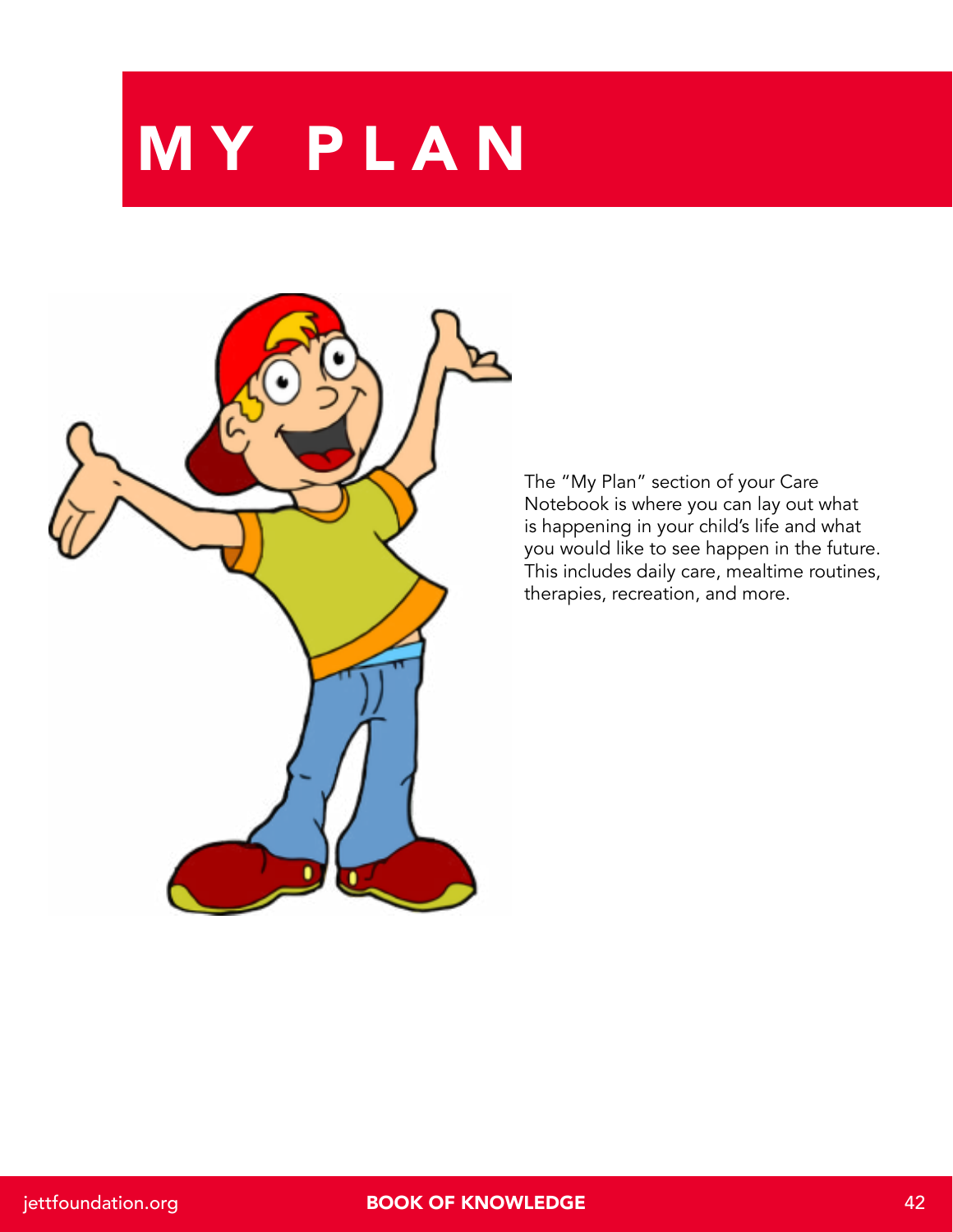# MY PLAN

The "My Plan" section of your Care Notebook is where you can lay out what is happening in your child's life and what you would like to see happen in the future. This includes daily care, mealtime routines, therapies, recreation, and more.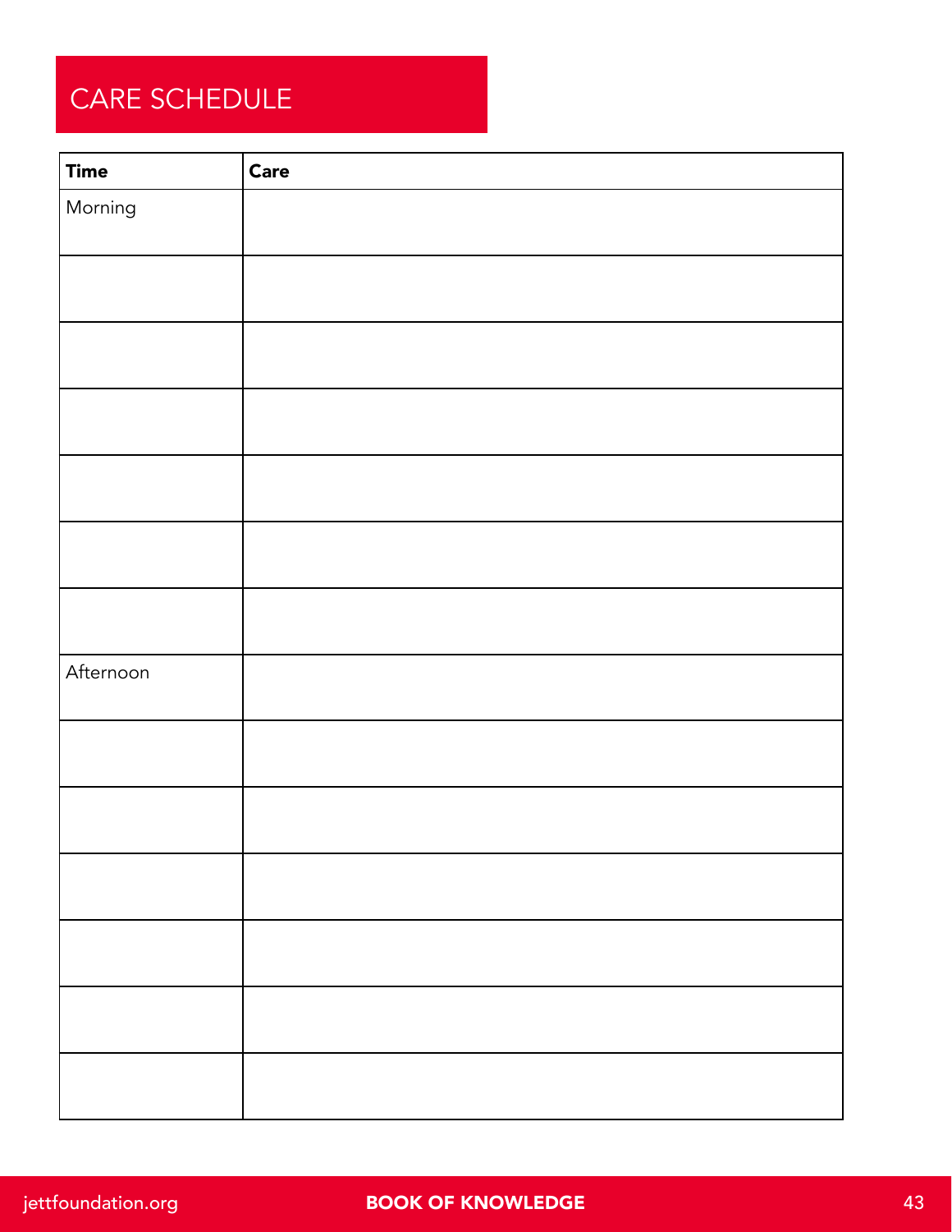# CARE SCHEDULE

| Time | Care |
|---|---|
| Morning | |
| | |
| | |
| | |
| | |
| | |
| | |
| Afternoon | |
| | |
| | |
| | |
| | |
| | |
| | |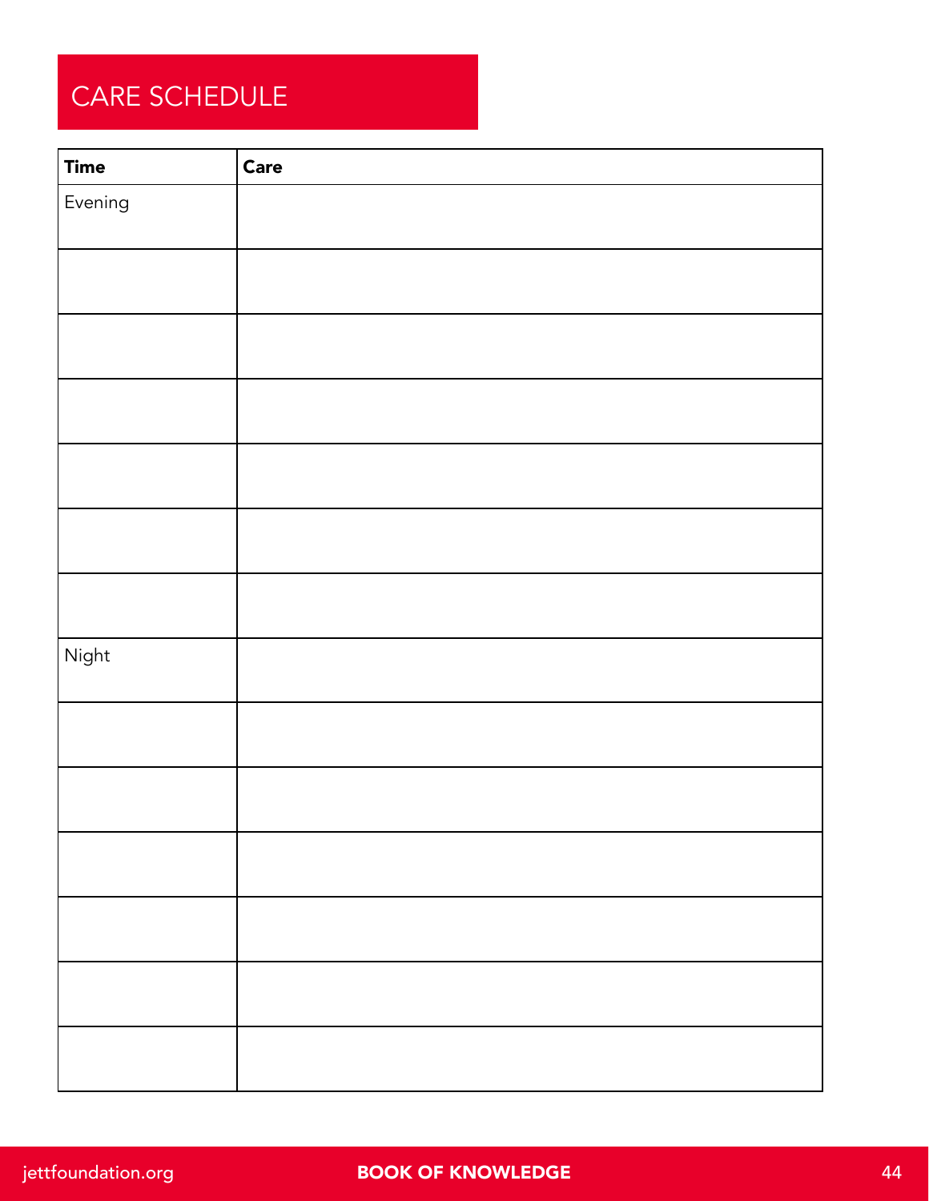# CARE SCHEDULE

| **Time** | **Care** |
|---|---|
| Evening | |
| | |
| | |
| | |
| | |
| | |
| | |
| Night | |
| | |
| | |
| | |
| | |
| | |
| | |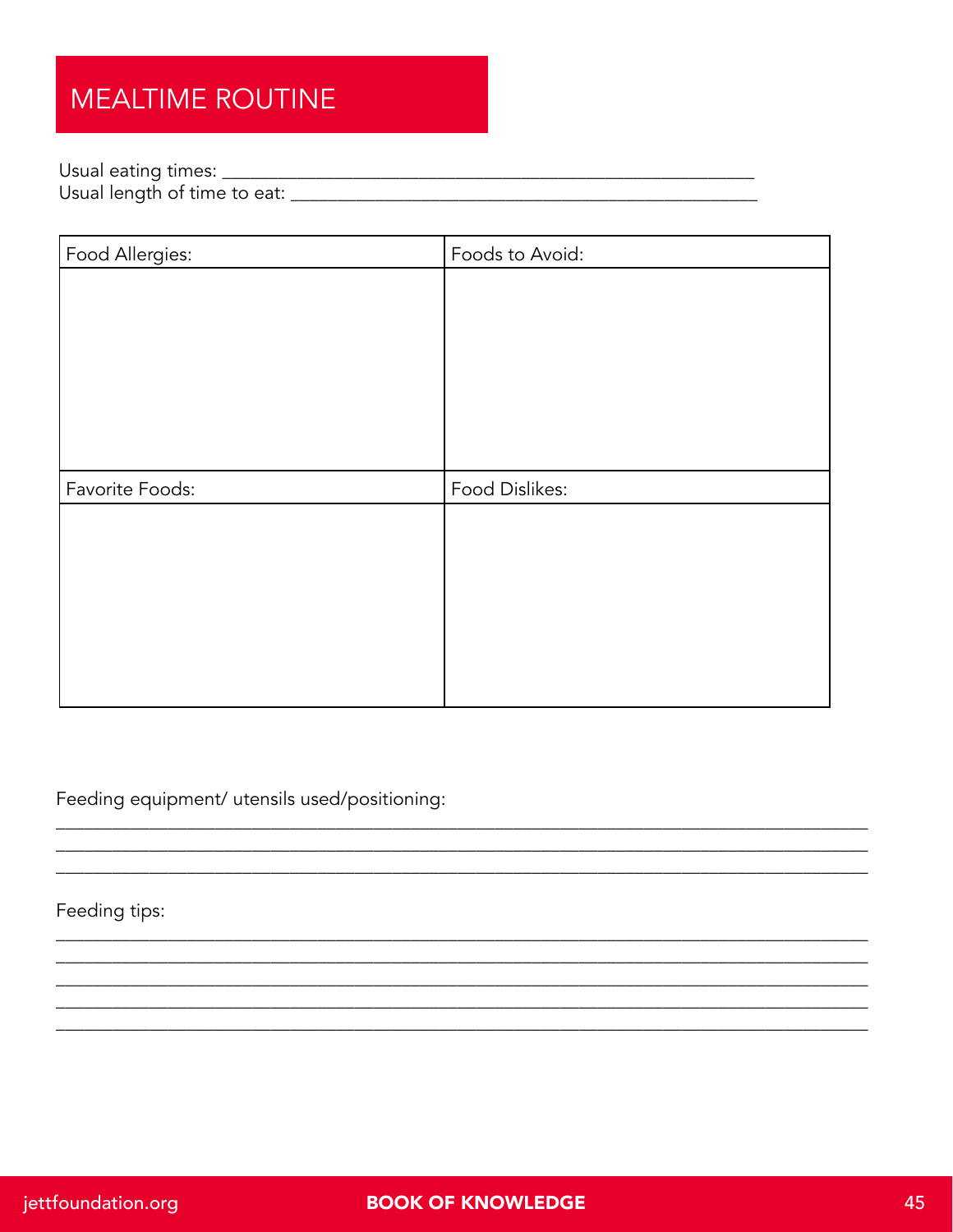# MEALTIME ROUTINE

Usual eating times: ____________________________________________________________

Usual length of time to eat: _____________________________________________________

| Food Allergies: | Foods to Avoid: |
| --- | --- |
| | |
| **Favorite Foods:** | **Food Dislikes:** |
| | |

Feeding equipment/ utensils used/positioning:

_______________________________________________________________________________

_______________________________________________________________________________

_______________________________________________________________________________

Feeding tips:

_______________________________________________________________________________

_______________________________________________________________________________

_______________________________________________________________________________

_______________________________________________________________________________

_______________________________________________________________________________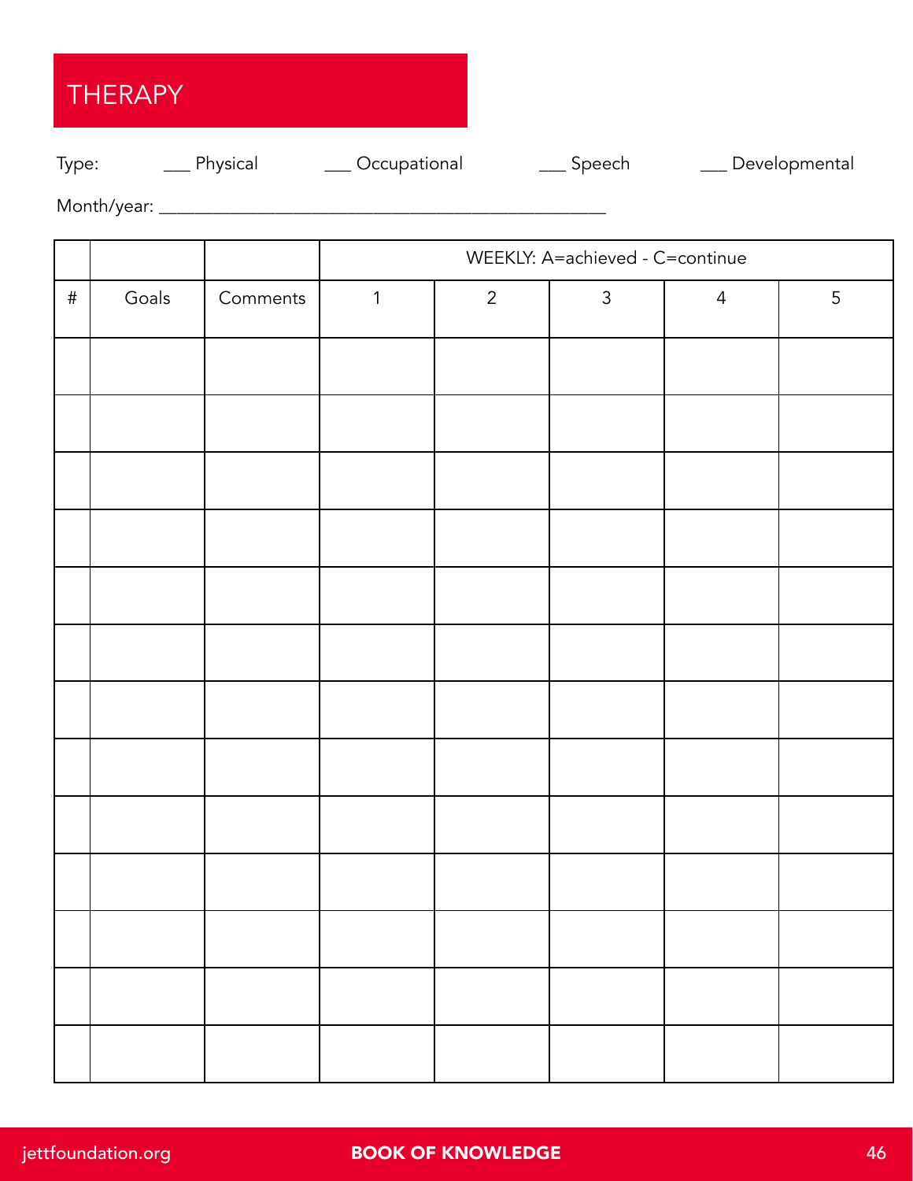# THERAPY

Type: ___ Physical ___ Occupational ___ Speech ___ Developmental

Month/year: ____________________________________________

| | | | WEEKLY: A=achieved - C=continue | | | | |
|---|---|---|---|---|---|---|---|
| # | Goals | Comments | 1 | 2 | 3 | 4 | 5 |
| | | | | | | | |
| | | | | | | | |
| | | | | | | | |
| | | | | | | | |
| | | | | | | | |
| | | | | | | | |
| | | | | | | | |
| | | | | | | | |
| | | | | | | | |
| | | | | | | | |
| | | | | | | | |
| | | | | | | | |
| | | | | | | | |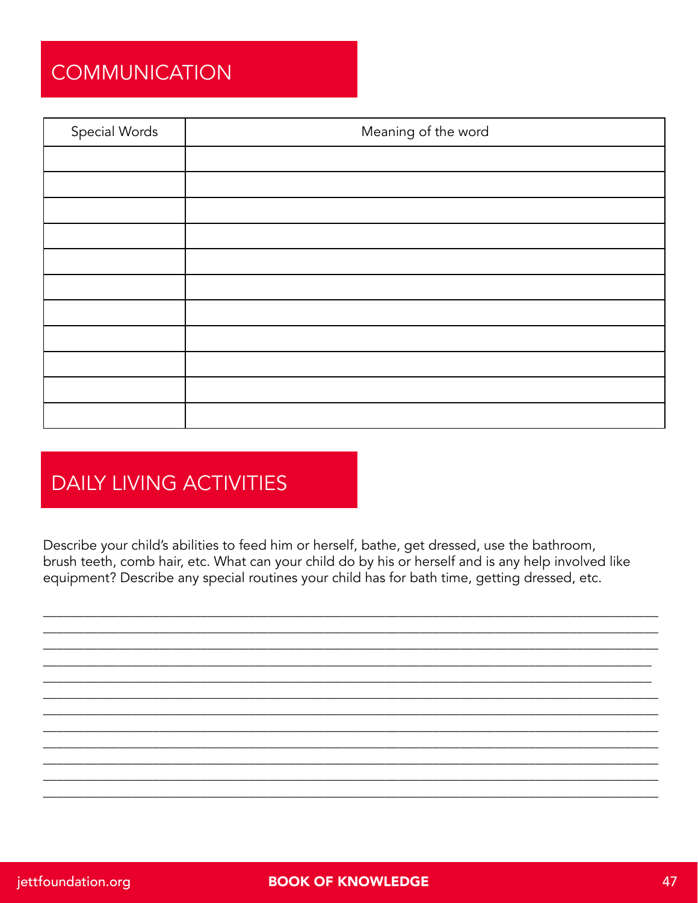## COMMUNICATION

| Special Words | Meaning of the word |
|---|---|
| | |
| | |
| | |
| | |
| | |
| | |
| | |
| | |
| | |
| | |
| | |

## DAILY LIVING ACTIVITIES

Describe your child's abilities to feed him or herself, bathe, get dressed, use the bathroom, brush teeth, comb hair, etc. What can your child do by his or herself and is any help involved like equipment? Describe any special routines your child has for bath time, getting dressed, etc.

___________________________________________________________________________
___________________________________________________________________________
___________________________________________________________________________
___________________________________________________________________________
___________________________________________________________________________
___________________________________________________________________________
___________________________________________________________________________
___________________________________________________________________________
___________________________________________________________________________
___________________________________________________________________________
___________________________________________________________________________
___________________________________________________________________________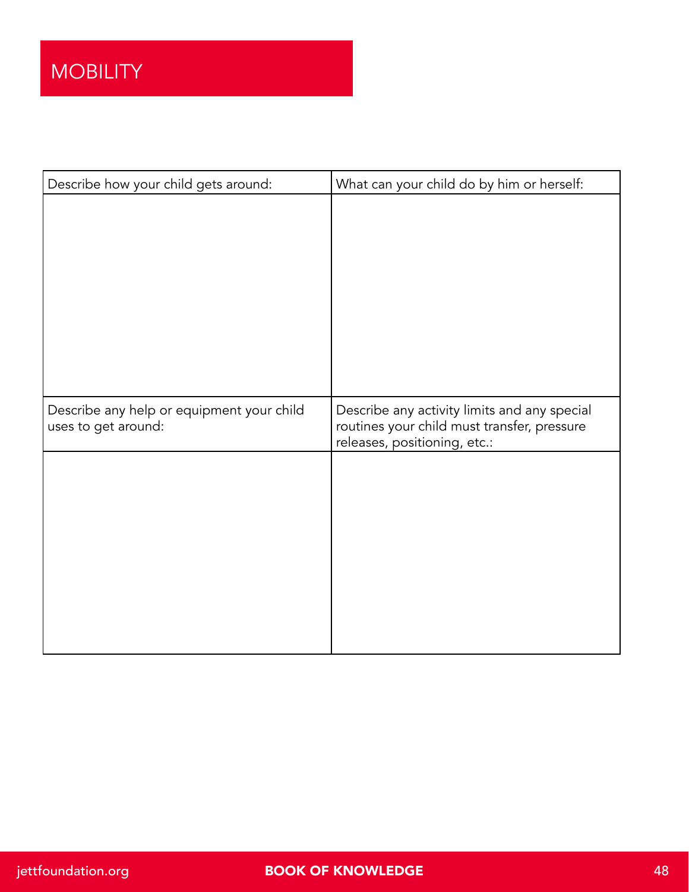# MOBILITY

| Describe how your child gets around: | What can your child do by him or herself: |
| --- | --- |
| | |
| Describe any help or equipment your child uses to get around: | Describe any activity limits and any special routines your child must transfer, pressure releases, positioning, etc.: |
| | |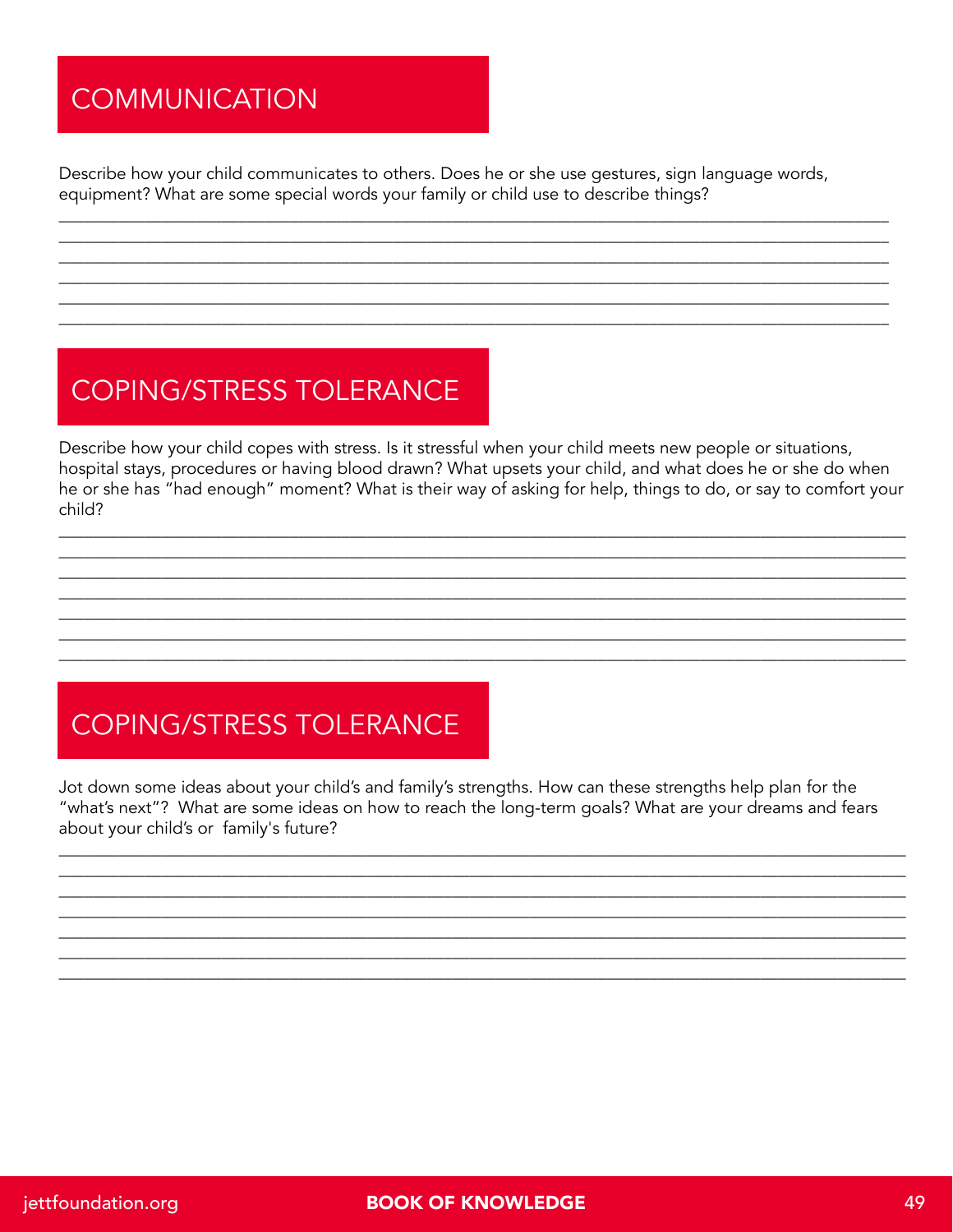## COMMUNICATION

Describe how your child communicates to others. Does he or she use gestures, sign language words, equipment? What are some special words your family or child use to describe things?

______________________________________________________________________________________
______________________________________________________________________________________
______________________________________________________________________________________
______________________________________________________________________________________
______________________________________________________________________________________
______________________________________________________________________________________

## COPING/STRESS TOLERANCE

Describe how your child copes with stress. Is it stressful when your child meets new people or situations, hospital stays, procedures or having blood drawn? What upsets your child, and what does he or she do when he or she has "had enough" moment? What is their way of asking for help, things to do, or say to comfort your child?

______________________________________________________________________________________
______________________________________________________________________________________
______________________________________________________________________________________
______________________________________________________________________________________
______________________________________________________________________________________
______________________________________________________________________________________
______________________________________________________________________________________

## COPING/STRESS TOLERANCE

Jot down some ideas about your child's and family's strengths. How can these strengths help plan for the "what's next"? What are some ideas on how to reach the long-term goals? What are your dreams and fears about your child's or family's future?

______________________________________________________________________________________
______________________________________________________________________________________
______________________________________________________________________________________
______________________________________________________________________________________
______________________________________________________________________________________
______________________________________________________________________________________
______________________________________________________________________________________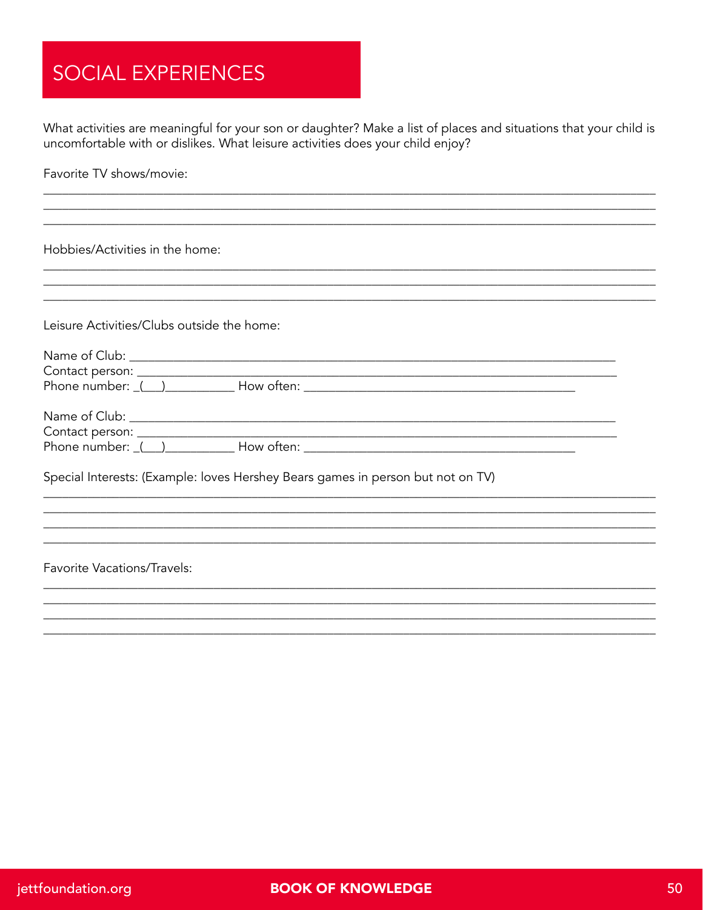# SOCIAL EXPERIENCES

What activities are meaningful for your son or daughter? Make a list of places and situations that your child is uncomfortable with or dislikes. What leisure activities does your child enjoy?

Favorite TV shows/movie:

_______________________________________________________________________________________

_______________________________________________________________________________________

_______________________________________________________________________________________

Hobbies/Activities in the home:

_______________________________________________________________________________________

_______________________________________________________________________________________

_______________________________________________________________________________________

Leisure Activities/Clubs outside the home:

Name of Club: ___________________________________________________________________________
Contact person: _________________________________________________________________________
Phone number: _(___)__________ How often: __________________________________________

Name of Club: ___________________________________________________________________________
Contact person: _________________________________________________________________________
Phone number: _(___)__________ How often: __________________________________________

Special Interests: (Example: loves Hershey Bears games in person but not on TV)

_______________________________________________________________________________________

_______________________________________________________________________________________

_______________________________________________________________________________________

_______________________________________________________________________________________

Favorite Vacations/Travels:

_______________________________________________________________________________________

_______________________________________________________________________________________

_______________________________________________________________________________________

_______________________________________________________________________________________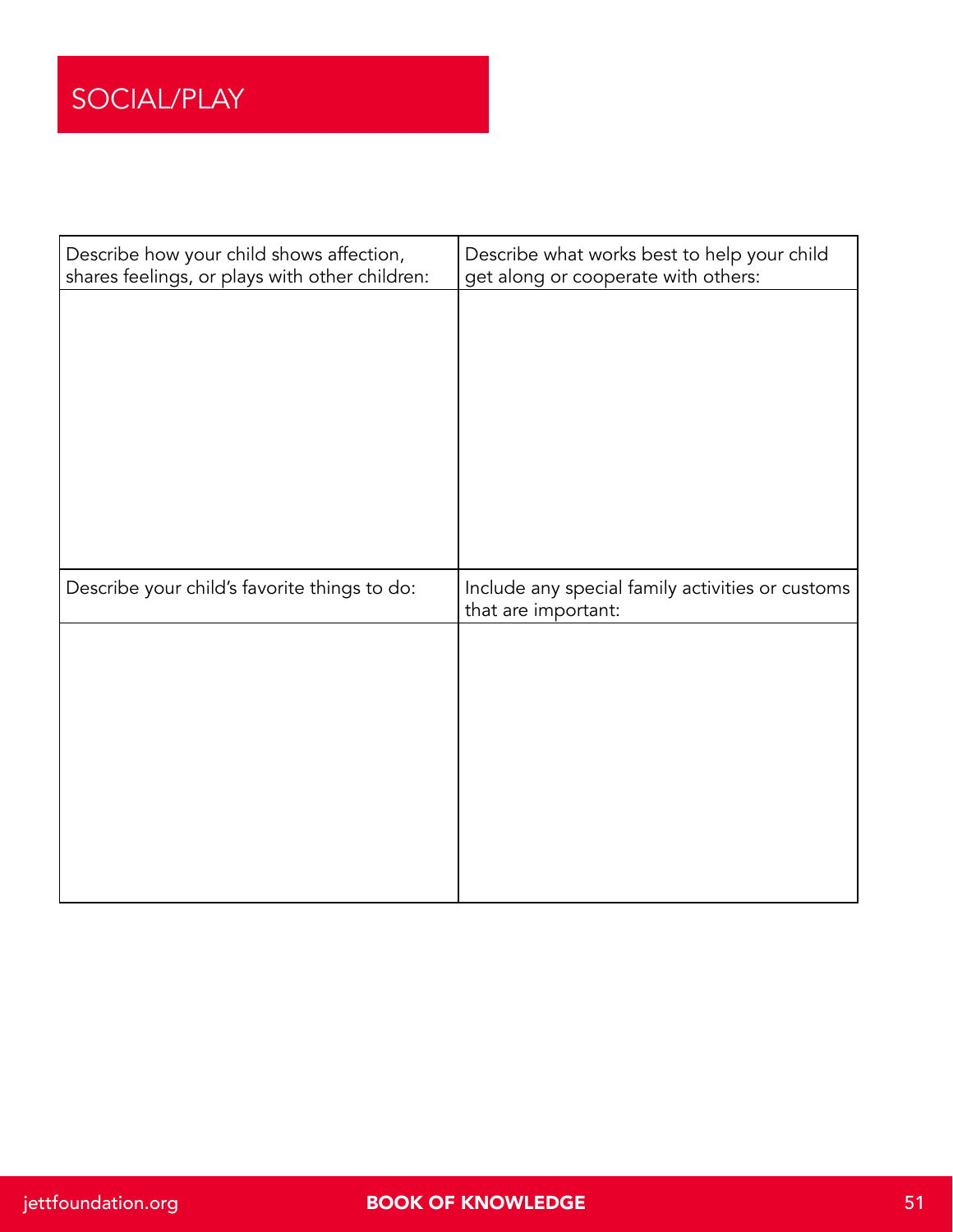# SOCIAL/PLAY

| Describe how your child shows affection, shares feelings, or plays with other children: | Describe what works best to help your child get along or cooperate with others: |
| --- | --- |
| | |
| **Describe your child's favorite things to do:** | **Include any special family activities or customs that are important:** |
| | |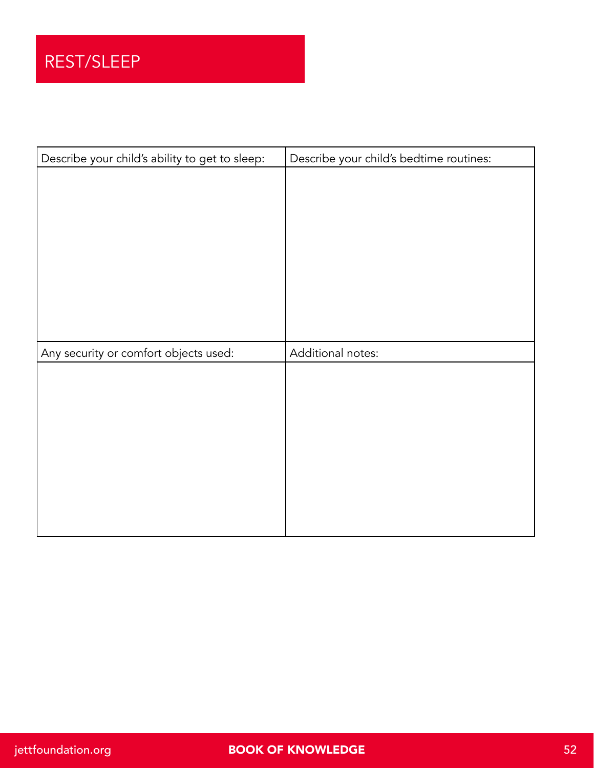# REST/SLEEP

| Describe your child's ability to get to sleep: | Describe your child's bedtime routines: |
| --- | --- |
| | |
| **Any security or comfort objects used:** | **Additional notes:** |
| | |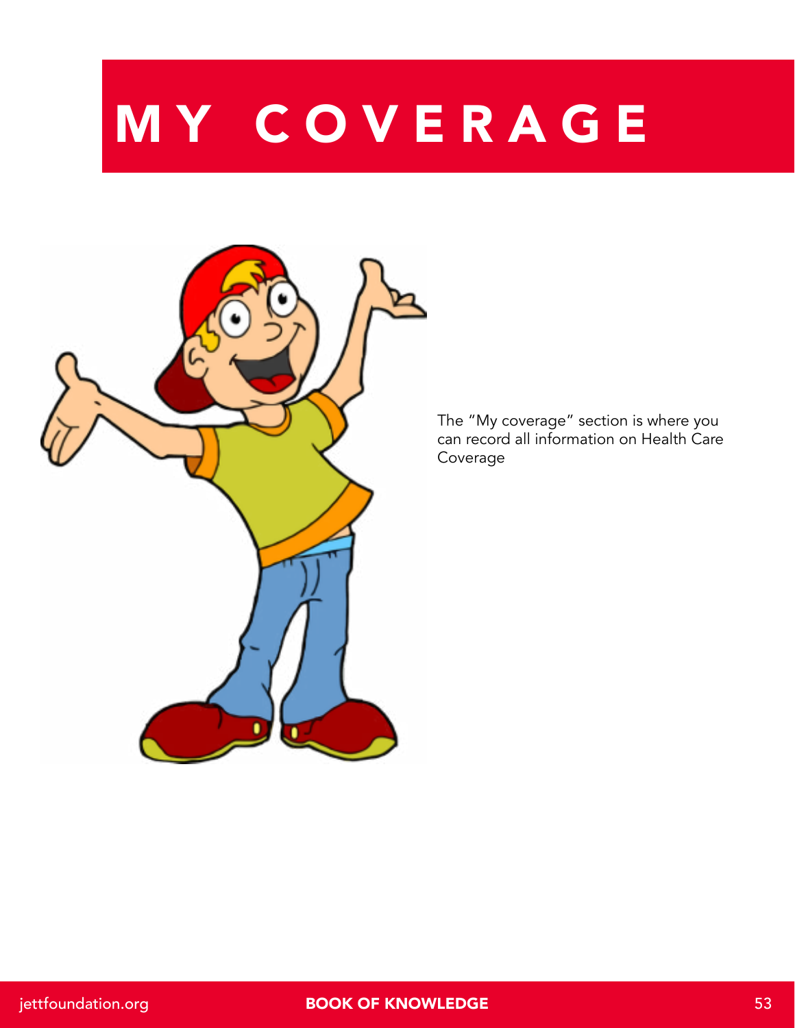# MY COVERAGE

The "My coverage" section is where you can record all information on Health Care Coverage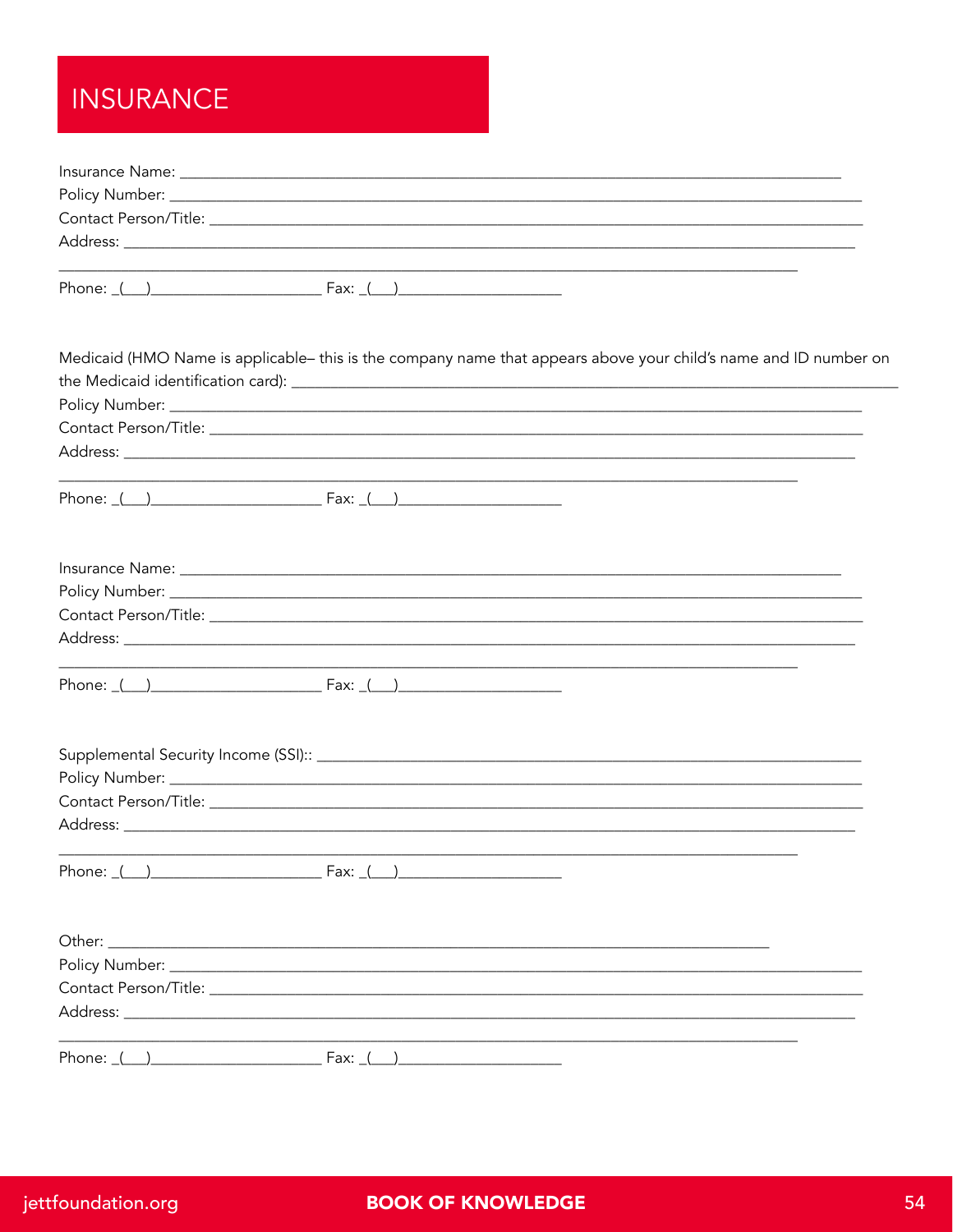# INSURANCE

Insurance Name: ___________________________________________________________________________
Policy Number: ____________________________________________________________________________
Contact Person/Title: _______________________________________________________________________
Address: ___________________________________________________________________________________
_____________________________________________________________________________________
Phone: _(___)____________________ Fax: _(___)___________________

Medicaid (HMO Name is applicable– this is the company name that appears above your child's name and ID number on the Medicaid identification card): ___________________________________________________________________________
Policy Number: ____________________________________________________________________________
Contact Person/Title: _______________________________________________________________________
Address: ___________________________________________________________________________________
_____________________________________________________________________________________
Phone: _(___)____________________ Fax: _(___)___________________

Insurance Name: ___________________________________________________________________________
Policy Number: ____________________________________________________________________________
Contact Person/Title: _______________________________________________________________________
Address: ___________________________________________________________________________________
_____________________________________________________________________________________
Phone: _(___)____________________ Fax: _(___)___________________

Supplemental Security Income (SSI):: _______________________________________________________________
Policy Number: ____________________________________________________________________________
Contact Person/Title: _______________________________________________________________________
Address: ___________________________________________________________________________________
_____________________________________________________________________________________
Phone: _(___)____________________ Fax: _(___)___________________

Other: ___________________________________________________________________________
Policy Number: ____________________________________________________________________________
Contact Person/Title: _______________________________________________________________________
Address: ___________________________________________________________________________________
_____________________________________________________________________________________
Phone: _(___)____________________ Fax: _(___)___________________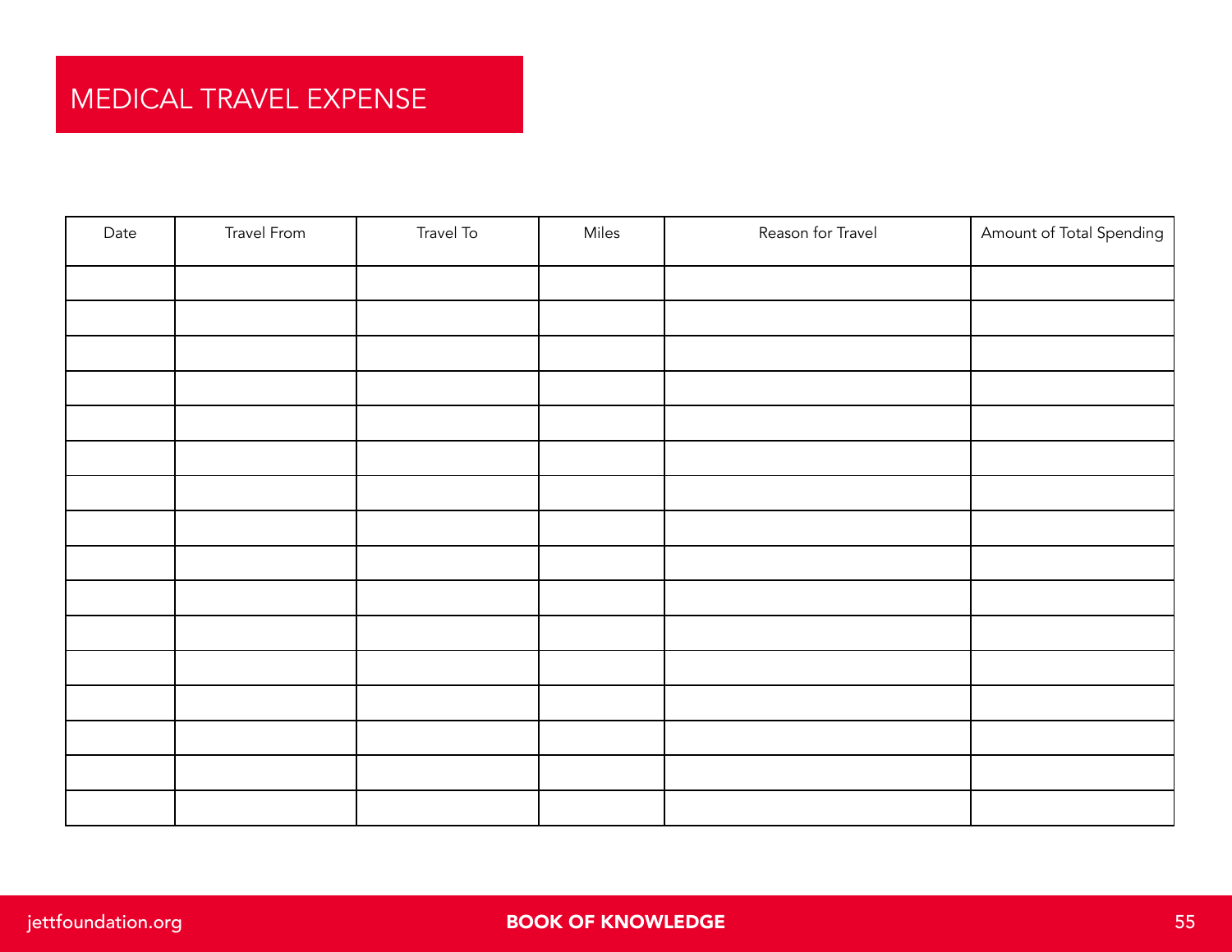# MEDICAL TRAVEL EXPENSE

| Date | Travel From | Travel To | Miles | Reason for Travel | Amount of Total Spending |
|---|---|---|---|---|---|
| | | | | | |
| | | | | | |
| | | | | | |
| | | | | | |
| | | | | | |
| | | | | | |
| | | | | | |
| | | | | | |
| | | | | | |
| | | | | | |
| | | | | | |
| | | | | | |
| | | | | | |
| | | | | | |
| | | | | | |
| | | | | | |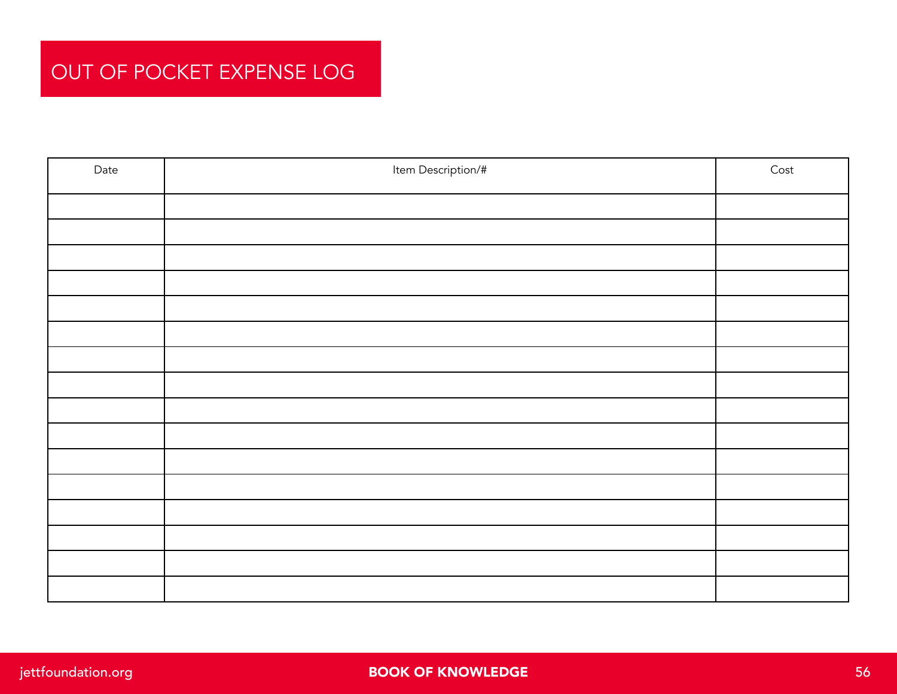# OUT OF POCKET EXPENSE LOG

| Date | Item Description/# | Cost |
| --- | --- | --- |
| | | |
| | | |
| | | |
| | | |
| | | |
| | | |
| | | |
| | | |
| | | |
| | | |
| | | |
| | | |
| | | |
| | | |
| | | |
| | | |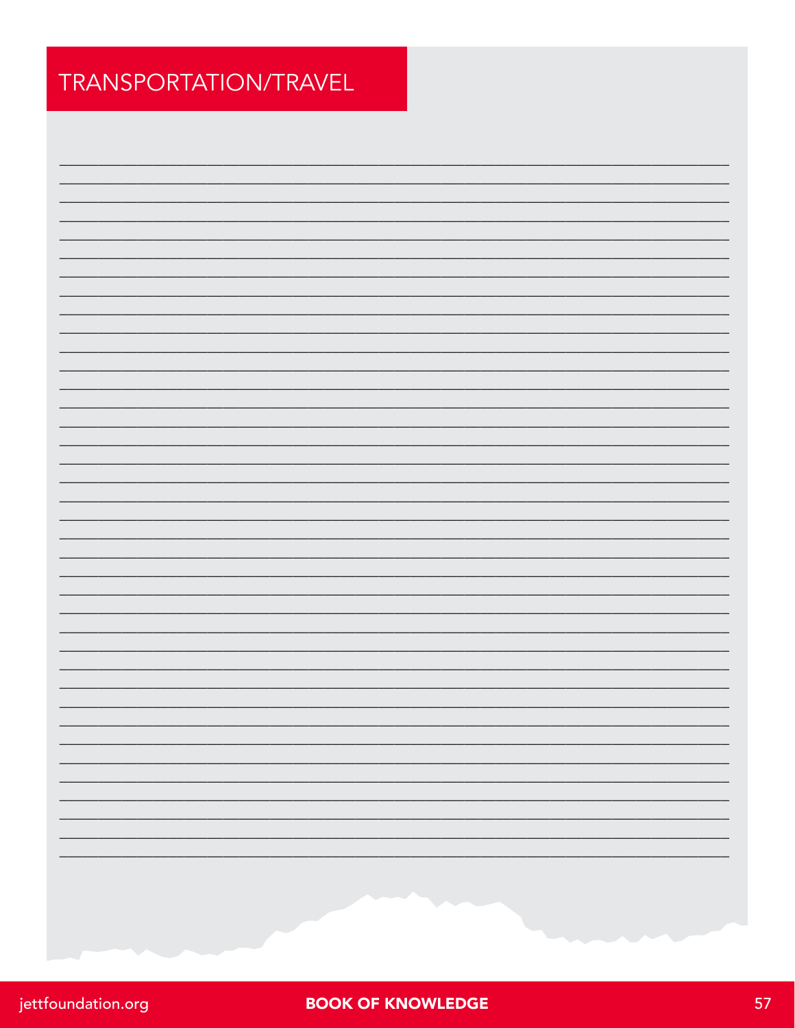# TRANSPORTATION/TRAVEL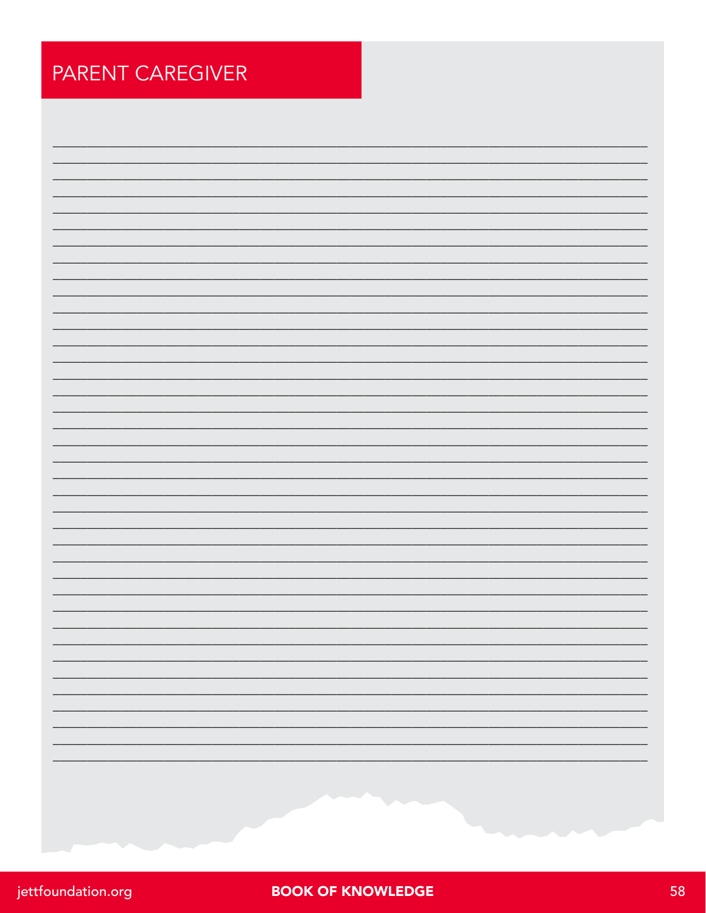# PARENT CAREGIVER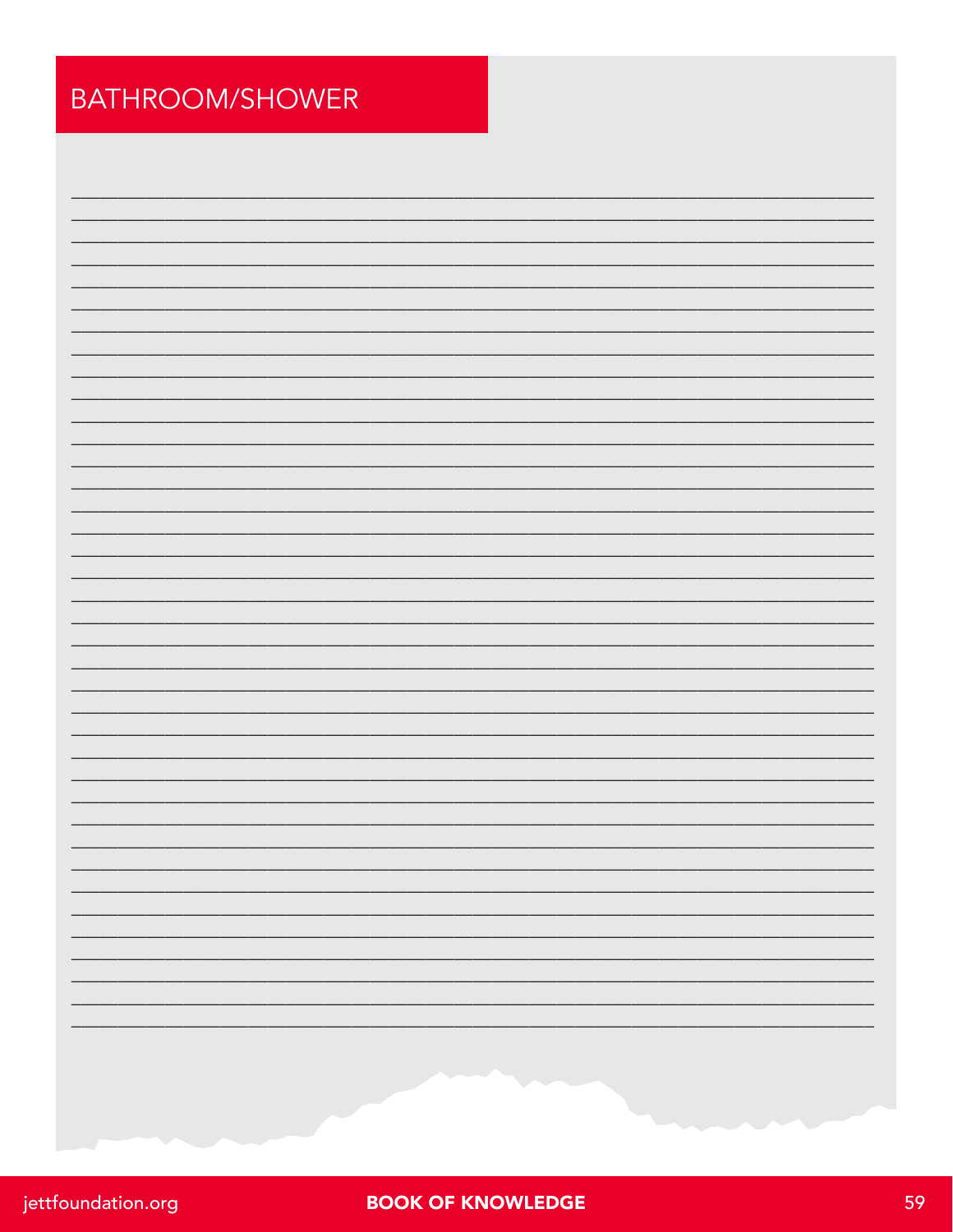# BATHROOM/SHOWER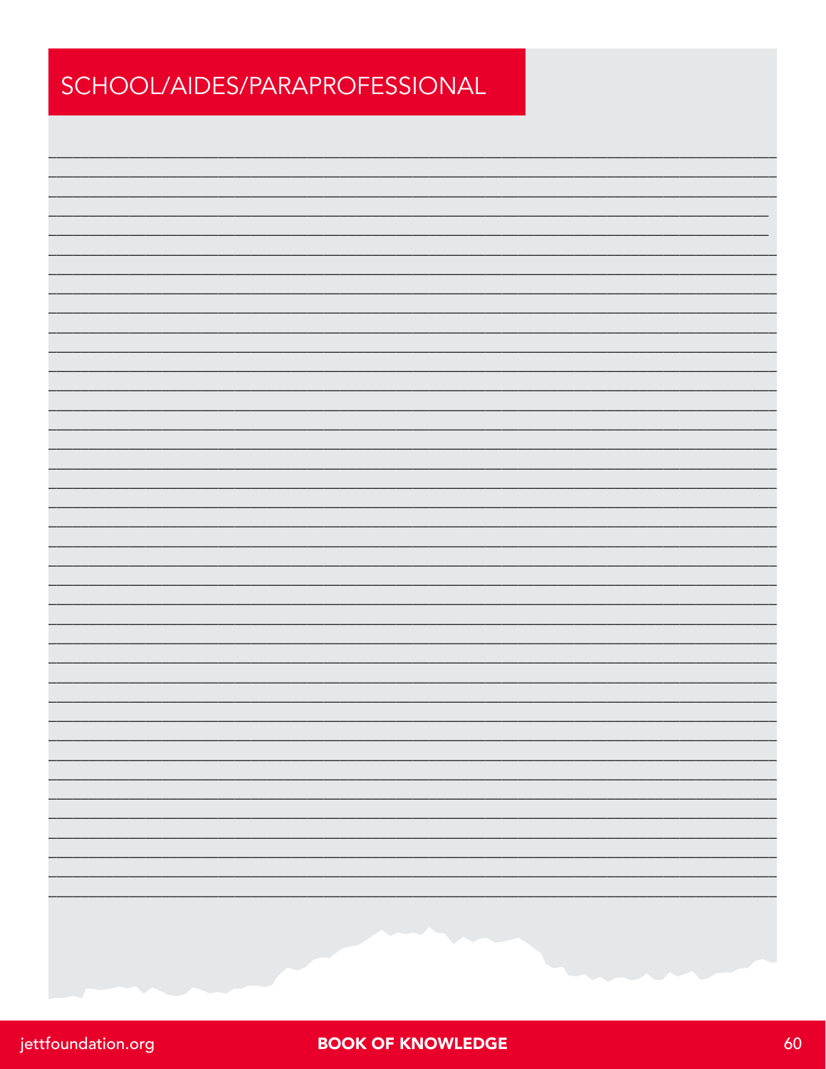# SCHOOL/AIDES/PARAPROFESSIONAL